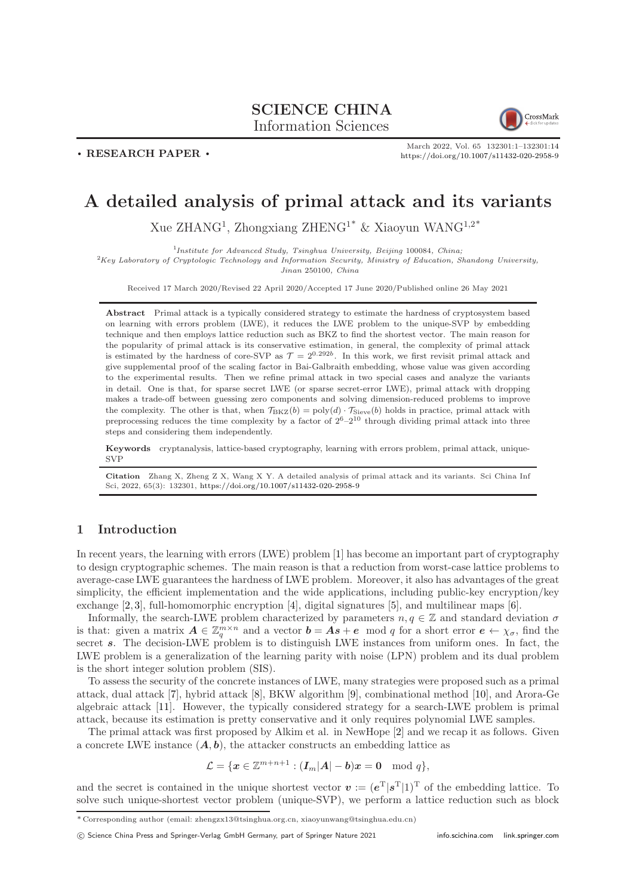**SCIENCE CHINA**
Information Sciences

**• RESEARCH PAPER •**

March 2022, Vol. 65 132301:1–132301:14
https://doi.org/10.1007/s11432-020-2958-9

# A detailed analysis of primal attack and its variants

Xue ZHANG[1], Zhongxiang ZHENG[1*] & Xiaoyun WANG[1,2*]

[1] *Institute for Advanced Study, Tsinghua University, Beijing 100084, China;*
[2] *Key Laboratory of Cryptologic Technology and Information Security, Ministry of Education, Shandong University, Jinan 250100, China*

Received 17 March 2020/Revised 22 April 2020/Accepted 17 June 2020/Published online 26 May 2021

**Abstract** Primal attack is a typically considered strategy to estimate the hardness of cryptosystem based on learning with errors problem (LWE), it reduces the LWE problem to the unique-SVP by embedding technique and then employs lattice reduction such as BKZ to find the shortest vector. The main reason for the popularity of primal attack is its conservative estimation, in general, the complexity of primal attack is estimated by the hardness of core-SVP as $\mathcal{T} = 2^{0.292b}$. In this work, we first revisit primal attack and give supplemental proof of the scaling factor in Bai-Galbraith embedding, whose value was given according to the experimental results. Then we refine primal attack in two special cases and analyze the variants in detail. One is that, for sparse secret LWE (or sparse secret-error LWE), primal attack with dropping makes a trade-off between guessing zero components and solving dimension-reduced problems to improve the complexity. The other is that, when $\mathcal{T}_{\mathrm{BKZ}}(b) = \mathrm{poly}(d) \cdot \mathcal{T}_{\mathrm{Sieve}}(b)$ holds in practice, primal attack with preprocessing reduces the time complexity by a factor of $2^6$–$2^{10}$ through dividing primal attack into three steps and considering them independently.

**Keywords** cryptanalysis, lattice-based cryptography, learning with errors problem, primal attack, unique-SVP

**Citation** Zhang X, Zheng Z X, Wang X Y. A detailed analysis of primal attack and its variants. Sci China Inf Sci, 2022, 65(3): 132301, https://doi.org/10.1007/s11432-020-2958-9

## 1 Introduction

In recent years, the learning with errors (LWE) problem [1] has become an important part of cryptography to design cryptographic schemes. The main reason is that a reduction from worst-case lattice problems to average-case LWE guarantees the hardness of LWE problem. Moreover, it also has advantages of the great simplicity, the efficient implementation and the wide applications, including public-key encryption/key exchange [2,3], full-homomorphic encryption [4], digital signatures [5], and multilinear maps [6].

Informally, the search-LWE problem characterized by parameters $n, q \in \mathbb{Z}$ and standard deviation $\sigma$ is that: given a matrix $\boldsymbol{A} \in \mathbb{Z}_q^{m\times n}$ and a vector $\boldsymbol{b} = \boldsymbol{A}\boldsymbol{s} + \boldsymbol{e} \mod q$ for a short error $\boldsymbol{e} \leftarrow \chi_\sigma$, find the secret $\boldsymbol{s}$. The decision-LWE problem is to distinguish LWE instances from uniform ones. In fact, the LWE problem is a generalization of the learning parity with noise (LPN) problem and its dual problem is the short integer solution problem (SIS).

To assess the security of the concrete instances of LWE, many strategies were proposed such as a primal attack, dual attack [7], hybrid attack [8], BKW algorithm [9], combinational method [10], and Arora-Ge algebraic attack [11]. However, the typically considered strategy for a search-LWE problem is primal attack, because its estimation is pretty conservative and it only requires polynomial LWE samples.

The primal attack was first proposed by Alkim et al. in NewHope [2] and we recap it as follows. Given a concrete LWE instance $(\boldsymbol{A}, \boldsymbol{b})$, the attacker constructs an embedding lattice as

$$\mathcal{L} = \{\boldsymbol{x} \in \mathbb{Z}^{m+n+1} : (\boldsymbol{I}_m|\boldsymbol{A}| - \boldsymbol{b})\boldsymbol{x} = \boldsymbol{0} \mod q\},$$

and the secret is contained in the unique shortest vector $\boldsymbol{v} := (\boldsymbol{e}^{\mathrm{T}}|\boldsymbol{s}^{\mathrm{T}}|1)^{\mathrm{T}}$ of the embedding lattice. To solve such unique-shortest vector problem (unique-SVP), we perform a lattice reduction such as block

---

\* Corresponding author (email: zhengzx13@tsinghua.org.cn, xiaoyunwang@tsinghua.edu.cn)

© Science China Press and Springer-Verlag GmbH Germany, part of Springer Nature 2021 info.scichina.com link.springer.com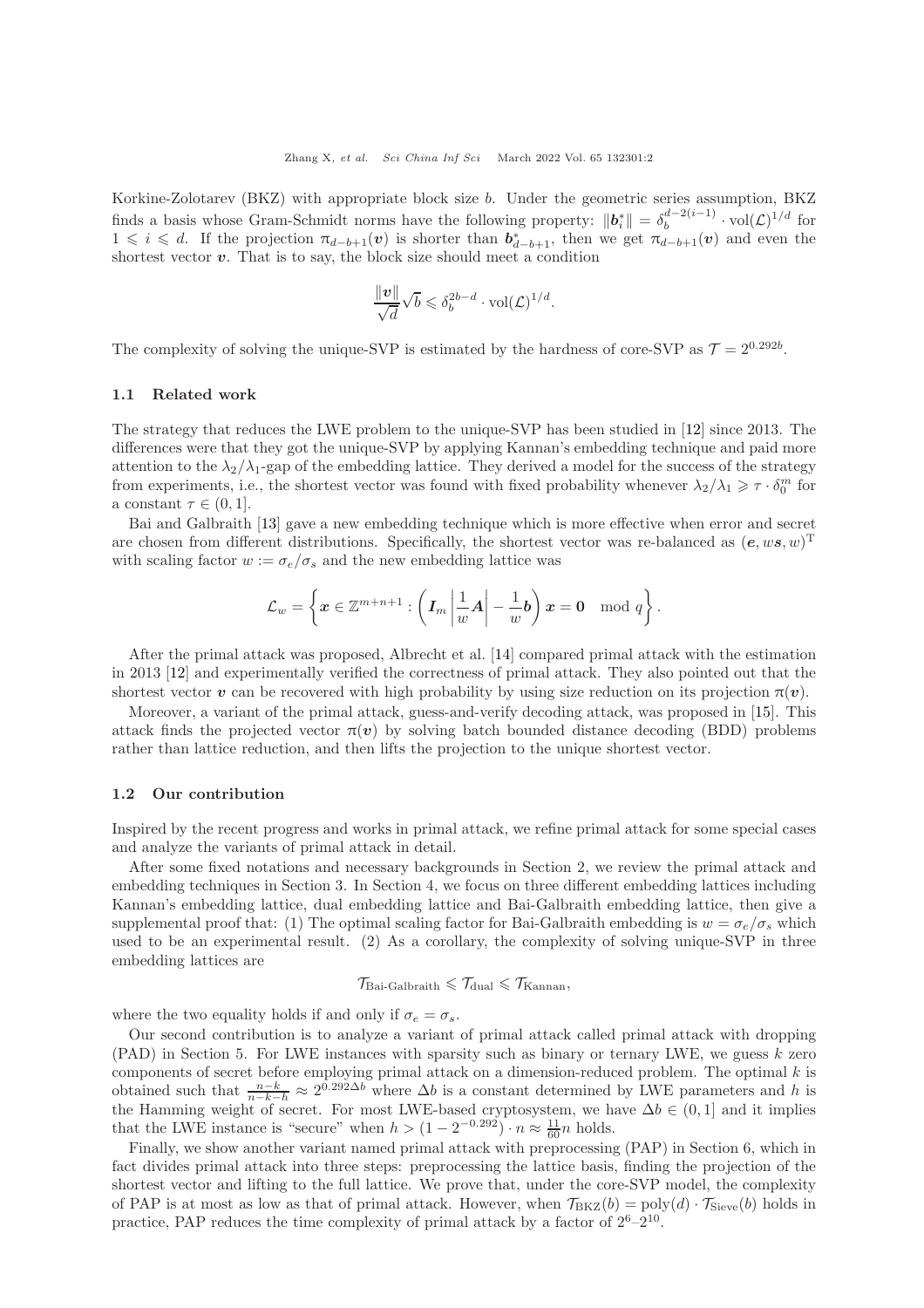Korkine-Zolotarev (BKZ) with appropriate block size $b$. Under the geometric series assumption, BKZ finds a basis whose Gram-Schmidt norms have the following property: $\|\boldsymbol{b}_i^*\| = \delta_b^{d-2(i-1)} \cdot \mathrm{vol}(\mathcal{L})^{1/d}$ for $1 \leqslant i \leqslant d$. If the projection $\pi_{d-b+1}(\boldsymbol{v})$ is shorter than $\boldsymbol{b}_{d-b+1}^*$, then we get $\pi_{d-b+1}(\boldsymbol{v})$ and even the shortest vector $\boldsymbol{v}$. That is to say, the block size should meet a condition

$$\frac{\|\boldsymbol{v}\|}{\sqrt{d}}\sqrt{b} \leqslant \delta_b^{2b-d} \cdot \mathrm{vol}(\mathcal{L})^{1/d}.$$

The complexity of solving the unique-SVP is estimated by the hardness of core-SVP as $\mathcal{T} = 2^{0.292b}$.

### 1.1 Related work

The strategy that reduces the LWE problem to the unique-SVP has been studied in [12] since 2013. The differences were that they got the unique-SVP by applying Kannan's embedding technique and paid more attention to the $\lambda_2/\lambda_1$-gap of the embedding lattice. They derived a model for the success of the strategy from experiments, i.e., the shortest vector was found with fixed probability whenever $\lambda_2/\lambda_1 \geqslant \tau \cdot \delta_0^m$ for a constant $\tau \in (0, 1]$.

Bai and Galbraith [13] gave a new embedding technique which is more effective when error and secret are chosen from different distributions. Specifically, the shortest vector was re-balanced as $(\boldsymbol{e}, w\boldsymbol{s}, w)^{\mathrm{T}}$ with scaling factor $w := \sigma_e/\sigma_s$ and the new embedding lattice was

$$\mathcal{L}_w = \left\{ \boldsymbol{x} \in \mathbb{Z}^{m+n+1} : \left( \boldsymbol{I}_m \left| \frac{1}{w}\boldsymbol{A} \right| - \frac{1}{w}\boldsymbol{b} \right) \boldsymbol{x} = \boldsymbol{0} \mod q \right\}.$$

After the primal attack was proposed, Albrecht et al. [14] compared primal attack with the estimation in 2013 [12] and experimentally verified the correctness of primal attack. They also pointed out that the shortest vector $\boldsymbol{v}$ can be recovered with high probability by using size reduction on its projection $\pi(\boldsymbol{v})$.

Moreover, a variant of the primal attack, guess-and-verify decoding attack, was proposed in [15]. This attack finds the projected vector $\pi(\boldsymbol{v})$ by solving batch bounded distance decoding (BDD) problems rather than lattice reduction, and then lifts the projection to the unique shortest vector.

### 1.2 Our contribution

Inspired by the recent progress and works in primal attack, we refine primal attack for some special cases and analyze the variants of primal attack in detail.

After some fixed notations and necessary backgrounds in Section 2, we review the primal attack and embedding techniques in Section 3. In Section 4, we focus on three different embedding lattices including Kannan's embedding lattice, dual embedding lattice and Bai-Galbraith embedding lattice, then give a supplemental proof that: (1) The optimal scaling factor for Bai-Galbraith embedding is $w = \sigma_e/\sigma_s$ which used to be an experimental result. (2) As a corollary, the complexity of solving unique-SVP in three embedding lattices are

$$\mathcal{T}_{\text{Bai-Galbraith}} \leqslant \mathcal{T}_{\text{dual}} \leqslant \mathcal{T}_{\text{Kannan}},$$

where the two equality holds if and only if $\sigma_e = \sigma_s$.

Our second contribution is to analyze a variant of primal attack called primal attack with dropping (PAD) in Section 5. For LWE instances with sparsity such as binary or ternary LWE, we guess $k$ zero components of secret before employing primal attack on a dimension-reduced problem. The optimal $k$ is obtained such that $\frac{n-k}{n-k-h} \approx 2^{0.292\Delta b}$ where $\Delta b$ is a constant determined by LWE parameters and $h$ is the Hamming weight of secret. For most LWE-based cryptosystem, we have $\Delta b \in (0, 1]$ and it implies that the LWE instance is "secret" when $h > (1 - 2^{-0.292}) \cdot n \approx \frac{11}{60}n$ holds.

Finally, we show another variant named primal attack with preprocessing (PAP) in Section 6, which in fact divides primal attack into three steps: preprocessing the lattice basis, finding the projection of the shortest vector and lifting to the full lattice. We prove that, under the core-SVP model, the complexity of PAP is at most as low as that of primal attack. However, when $\mathcal{T}_{\mathrm{BKZ}}(b) = \mathrm{poly}(d) \cdot \mathcal{T}_{\mathrm{Sieve}}(b)$ holds in practice, PAP reduces the time complexity of primal attack by a factor of $2^6$–$2^{10}$.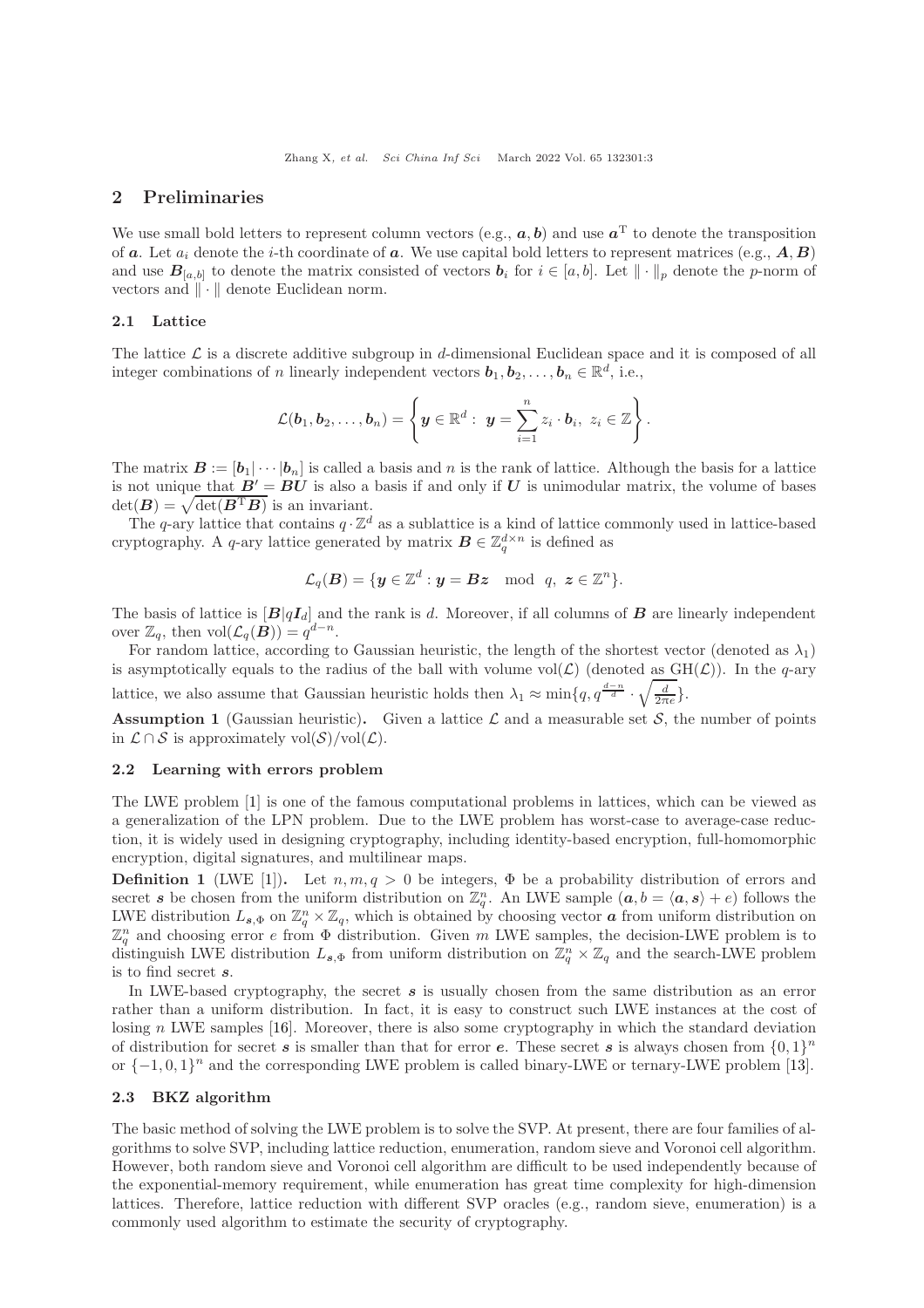## 2 Preliminaries

We use small bold letters to represent column vectors (e.g., $\boldsymbol{a}, \boldsymbol{b}$) and use $\boldsymbol{a}^{\mathrm{T}}$ to denote the transposition of $\boldsymbol{a}$. Let $a_i$ denote the $i$-th coordinate of $\boldsymbol{a}$. We use capital bold letters to represent matrices (e.g., $\boldsymbol{A}, \boldsymbol{B}$) and use $\boldsymbol{B}_{[a,b]}$ to denote the matrix consisted of vectors $\boldsymbol{b}_i$ for $i \in [a, b]$. Let $\| \cdot \|_p$ denote the $p$-norm of vectors and $\| \cdot \|$ denote Euclidean norm.

### 2.1 Lattice

The lattice $\mathcal{L}$ is a discrete additive subgroup in $d$-dimensional Euclidean space and it is composed of all integer combinations of $n$ linearly independent vectors $\boldsymbol{b}_1, \boldsymbol{b}_2, \ldots, \boldsymbol{b}_n \in \mathbb{R}^d$, i.e.,

$$\mathcal{L}(\boldsymbol{b}_1, \boldsymbol{b}_2, \ldots, \boldsymbol{b}_n) = \left\{ \boldsymbol{y} \in \mathbb{R}^d : \ \boldsymbol{y} = \sum_{i=1}^{n} z_i \cdot \boldsymbol{b}_i, \ z_i \in \mathbb{Z} \right\}.$$

The matrix $\boldsymbol{B} := [\boldsymbol{b}_1 | \cdots | \boldsymbol{b}_n]$ is called a basis and $n$ is the rank of lattice. Although the basis for a lattice is not unique that $\boldsymbol{B}' = \boldsymbol{B}\boldsymbol{U}$ is also a basis if and only if $\boldsymbol{U}$ is unimodular matrix, the volume of bases $\det(\boldsymbol{B}) = \sqrt{\det(\boldsymbol{B}^{\mathrm{T}}\boldsymbol{B})}$ is an invariant.

The $q$-ary lattice that contains $q \cdot \mathbb{Z}^d$ as a sublattice is a kind of lattice commonly used in lattice-based cryptography. A $q$-ary lattice generated by matrix $\boldsymbol{B} \in \mathbb{Z}_q^{d \times n}$ is defined as

$$\mathcal{L}_q(\boldsymbol{B}) = \{ \boldsymbol{y} \in \mathbb{Z}^d : \boldsymbol{y} = \boldsymbol{B}\boldsymbol{z} \mod q, \ \boldsymbol{z} \in \mathbb{Z}^n \}.$$

The basis of lattice is $[\boldsymbol{B} | q\boldsymbol{I}_d]$ and the rank is $d$. Moreover, if all columns of $\boldsymbol{B}$ are linearly independent over $\mathbb{Z}_q$, then $\mathrm{vol}(\mathcal{L}_q(\boldsymbol{B})) = q^{d-n}$.

For random lattice, according to Gaussian heuristic, the length of the shortest vector (denoted as $\lambda_1$) is asymptotically equals to the radius of the ball with volume $\mathrm{vol}(\mathcal{L})$ (denoted as $\mathrm{GH}(\mathcal{L})$). In the $q$-ary lattice, we also assume that Gaussian heuristic holds then $\lambda_1 \approx \min\{q, q^{\frac{d-n}{d}} \cdot \sqrt{\frac{d}{2\pi e}}\}$.

**Assumption 1** (Gaussian heuristic)**.** Given a lattice $\mathcal{L}$ and a measurable set $\mathcal{S}$, the number of points in $\mathcal{L} \cap \mathcal{S}$ is approximately $\mathrm{vol}(\mathcal{S})/\mathrm{vol}(\mathcal{L})$.

### 2.2 Learning with errors problem

The LWE problem [1] is one of the famous computational problems in lattices, which can be viewed as a generalization of the LPN problem. Due to the LWE problem has worst-case to average-case reduction, it is widely used in designing cryptography, including identity-based encryption, full-homomorphic encryption, digital signatures, and multilinear maps.

**Definition 1** (LWE [1])**.** Let $n, m, q > 0$ be integers, $\Phi$ be a probability distribution of errors and secret $\boldsymbol{s}$ be chosen from the uniform distribution on $\mathbb{Z}_q^n$. An LWE sample $(\boldsymbol{a}, b = \langle \boldsymbol{a}, \boldsymbol{s} \rangle + e)$ follows the LWE distribution $L_{\boldsymbol{s},\Phi}$ on $\mathbb{Z}_q^n \times \mathbb{Z}_q$, which is obtained by choosing vector $\boldsymbol{a}$ from uniform distribution on $\mathbb{Z}_q^n$ and choosing error $e$ from $\Phi$ distribution. Given $m$ LWE samples, the decision-LWE problem is to distinguish LWE distribution $L_{\boldsymbol{s},\Phi}$ from uniform distribution on $\mathbb{Z}_q^n \times \mathbb{Z}_q$ and the search-LWE problem is to find secret $\boldsymbol{s}$.

In LWE-based cryptography, the secret $\boldsymbol{s}$ is usually chosen from the same distribution as an error rather than a uniform distribution. In fact, it is easy to construct such LWE instances at the cost of losing $n$ LWE samples [16]. Moreover, there is also some cryptography in which the standard deviation of distribution for secret $\boldsymbol{s}$ is smaller than that for error $\boldsymbol{e}$. These secret $\boldsymbol{s}$ is always chosen from $\{0, 1\}^n$ or $\{-1, 0, 1\}^n$ and the corresponding LWE problem is called binary-LWE or ternary-LWE problem [13].

### 2.3 BKZ algorithm

The basic method of solving the LWE problem is to solve the SVP. At present, there are four families of algorithms to solve SVP, including lattice reduction, enumeration, random sieve and Voronoi cell algorithm. However, both random sieve and Voronoi cell algorithm are difficult to be used independently because of the exponential-memory requirement, while enumeration has great time complexity for high-dimension lattices. Therefore, lattice reduction with different SVP oracles (e.g., random sieve, enumeration) is a commonly used algorithm to estimate the security of cryptography.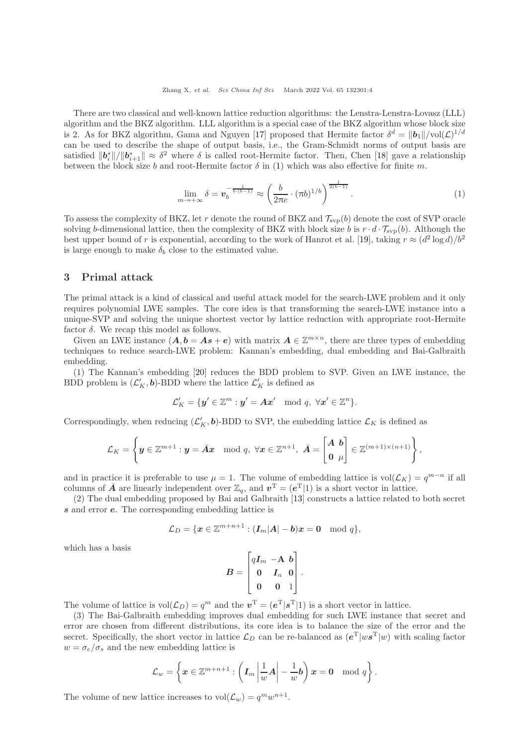There are two classical and well-known lattice reduction algorithms: the Lenstra-Lenstra-Lovasz (LLL) algorithm and the BKZ algorithm. LLL algorithm is a special case of the BKZ algorithm whose block size is 2. As for BKZ algorithm, Gama and Nguyen [17] proposed that Hermite factor $\delta^d = \|\boldsymbol{b}_1\|/\mathrm{vol}(\mathcal{L})^{1/d}$ can be used to describe the shape of output basis, i.e., the Gram-Schmidt norms of output basis are satisfied $\|\boldsymbol{b}_i^*\|/\|\boldsymbol{b}_{i+1}^*\| \approx \delta^2$ where $\delta$ is called root-Hermite factor. Then, Chen [18] gave a relationship between the block size $b$ and root-Hermite factor $\delta$ in (1) which was also effective for finite $m$.

$$\lim_{m\to+\infty} \delta = \boldsymbol{v}_b^{-\frac{1}{b\cdot(b-1)}} \approx \left(\frac{b}{2\pi e}\cdot(\pi b)^{1/b}\right)^{\frac{1}{2(b-1)}}. \tag{1}$$

To assess the complexity of BKZ, let $r$ denote the round of BKZ and $\mathcal{T}_{\mathrm{svp}}(b)$ denote the cost of SVP oracle solving $b$-dimensional lattice, then the complexity of BKZ with block size $b$ is $r\cdot d\cdot \mathcal{T}_{\mathrm{svp}}(b)$. Although the best upper bound of $r$ is exponential, according to the work of Hanrot et al. [19], taking $r \approx (d^2\log d)/b^2$ is large enough to make $\delta_b$ close to the estimated value.

## 3 Primal attack

The primal attack is a kind of classical and useful attack model for the search-LWE problem and it only requires polynomial LWE samples. The core idea is that transforming the search-LWE instance into a unique-SVP and solving the unique shortest vector by lattice reduction with appropriate root-Hermite factor $\delta$. We recap this model as follows.

Given an LWE instance $(\boldsymbol{A}, \boldsymbol{b} = \boldsymbol{A}\boldsymbol{s} + \boldsymbol{e})$ with matrix $\boldsymbol{A} \in \mathbb{Z}^{m\times n}$, there are three types of embedding techniques to reduce search-LWE problem: Kannan's embedding, dual embedding and Bai-Galbraith embedding.

(1) The Kannan's embedding [20] reduces the BDD problem to SVP. Given an LWE instance, the BDD problem is $(\mathcal{L}'_K, \boldsymbol{b})$-BDD where the lattice $\mathcal{L}'_K$ is defined as

$$\mathcal{L}'_K = \{\boldsymbol{y}' \in \mathbb{Z}^m : \boldsymbol{y}' = \boldsymbol{A}\boldsymbol{x}' \mod q,\ \forall \boldsymbol{x}' \in \mathbb{Z}^n\}.$$

Correspondingly, when reducing $(\mathcal{L}'_K, \boldsymbol{b})$-BDD to SVP, the embedding lattice $\mathcal{L}_K$ is defined as

$$\mathcal{L}_K = \left\{\boldsymbol{y} \in \mathbb{Z}^{m+1} : \boldsymbol{y} = \bar{\boldsymbol{A}}\boldsymbol{x} \mod q,\ \forall \boldsymbol{x} \in \mathbb{Z}^{n+1},\ \bar{\boldsymbol{A}} = \begin{bmatrix} \boldsymbol{A} & \boldsymbol{b} \\ \boldsymbol{0} & \mu \end{bmatrix} \in \mathbb{Z}^{(m+1)\times(n+1)}\right\},$$

and in practice it is preferable to use $\mu = 1$. The volume of embedding lattice is $\mathrm{vol}(\mathcal{L}_K) = q^{m-n}$ if all columns of $\bar{\boldsymbol{A}}$ are linearly independent over $\mathbb{Z}_q$, and $\boldsymbol{v}^{\mathrm{T}} = (\boldsymbol{e}^{\mathrm{T}}|1)$ is a short vector in lattice.

(2) The dual embedding proposed by Bai and Galbraith [13] constructs a lattice related to both secret $\boldsymbol{s}$ and error $\boldsymbol{e}$. The corresponding embedding lattice is

$$\mathcal{L}_D = \{\boldsymbol{x} \in \mathbb{Z}^{m+n+1} : (\boldsymbol{I}_m|\boldsymbol{A}| - \boldsymbol{b})\boldsymbol{x} = \boldsymbol{0} \mod q\},$$

which has a basis

$$\boldsymbol{B} = \begin{bmatrix} q\boldsymbol{I}_m & -\mathbf{A} & \boldsymbol{b} \\ \boldsymbol{0} & \boldsymbol{I}_n & \boldsymbol{0} \\ \boldsymbol{0} & \boldsymbol{0} & 1 \end{bmatrix}.$$

The volume of lattice is $\mathrm{vol}(\mathcal{L}_D) = q^m$ and the $\boldsymbol{v}^{\mathrm{T}} = (\boldsymbol{e}^{\mathrm{T}}|\boldsymbol{s}^{\mathrm{T}}|1)$ is a short vector in lattice.

(3) The Bai-Galbraith embedding improves dual embedding for such LWE instance that secret and error are chosen from different distributions, its core idea is to balance the size of the error and the secret. Specifically, the short vector in lattice $\mathcal{L}_D$ can be re-balanced as $(\boldsymbol{e}^{\mathrm{T}}|w\boldsymbol{s}^{\mathrm{T}}|w)$ with scaling factor $w = \sigma_e/\sigma_s$ and the new embedding lattice is

$$\mathcal{L}_w = \left\{\boldsymbol{x} \in \mathbb{Z}^{m+n+1} : \left(\boldsymbol{I}_m \left| \frac{1}{w}\boldsymbol{A} \right| - \frac{1}{w}\boldsymbol{b}\right)\boldsymbol{x} = \boldsymbol{0} \mod q\right\}.$$

The volume of new lattice increases to $\mathrm{vol}(\mathcal{L}_w) = q^m w^{n+1}$.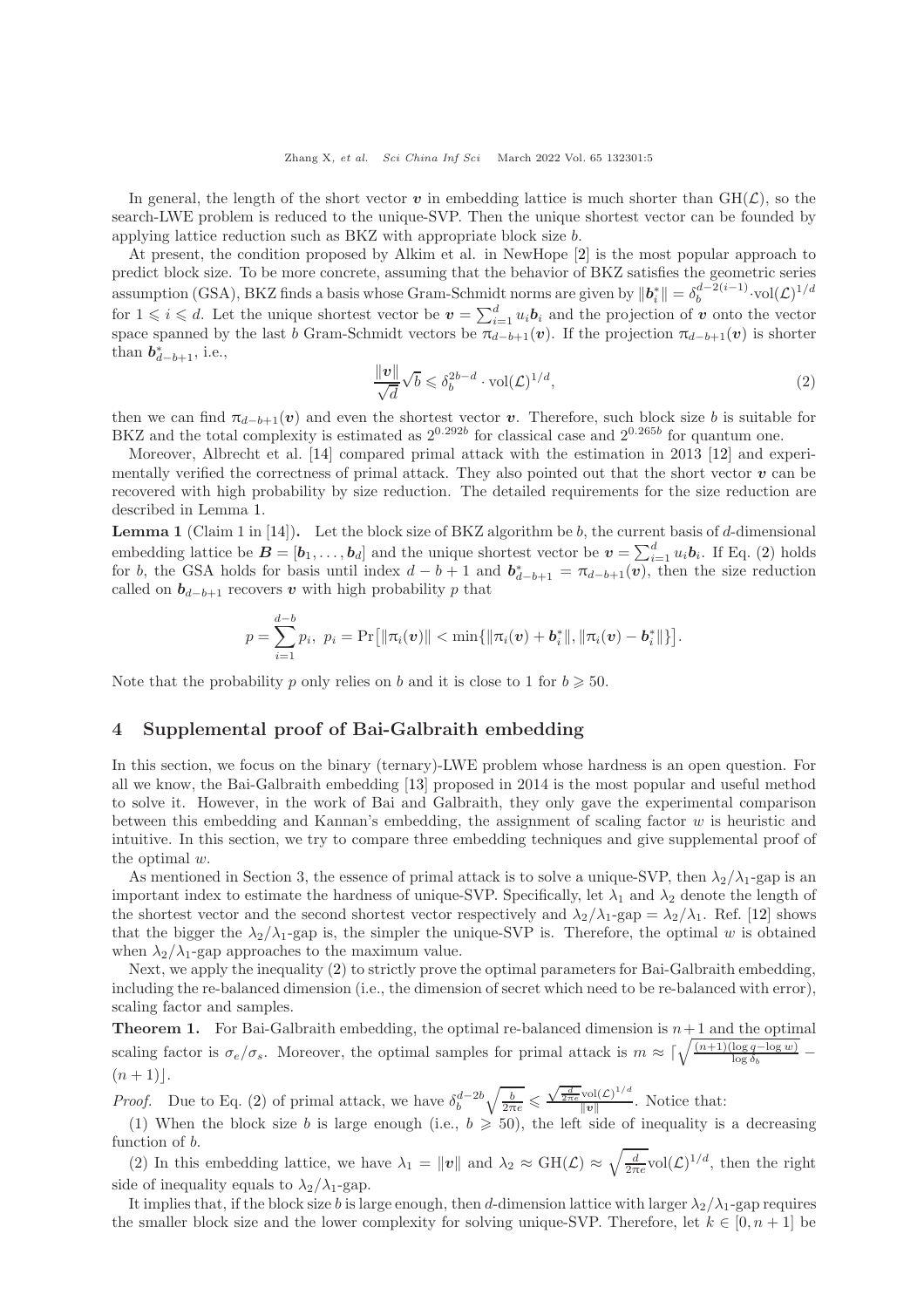In general, the length of the short vector $\boldsymbol{v}$ in embedding lattice is much shorter than $\mathrm{GH}(\mathcal{L})$, so the search-LWE problem is reduced to the unique-SVP. Then the unique shortest vector can be founded by applying lattice reduction such as BKZ with appropriate block size $b$.

At present, the condition proposed by Alkim et al. in NewHope [2] is the most popular approach to predict block size. To be more concrete, assuming that the behavior of BKZ satisfies the geometric series assumption (GSA), BKZ finds a basis whose Gram-Schmidt norms are given by $\|\boldsymbol{b}_i^*\| = \delta_b^{d-2(i-1)} \cdot \mathrm{vol}(\mathcal{L})^{1/d}$ for $1 \leqslant i \leqslant d$. Let the unique shortest vector be $\boldsymbol{v} = \sum_{i=1}^d u_i \boldsymbol{b}_i$ and the projection of $\boldsymbol{v}$ onto the vector space spanned by the last $b$ Gram-Schmidt vectors be $\pi_{d-b+1}(\boldsymbol{v})$. If the projection $\pi_{d-b+1}(\boldsymbol{v})$ is shorter than $\boldsymbol{b}_{d-b+1}^*$, i.e.,

$$\frac{\|\boldsymbol{v}\|}{\sqrt{d}}\sqrt{b} \leqslant \delta_b^{2b-d} \cdot \mathrm{vol}(\mathcal{L})^{1/d}, \tag{2}$$

then we can find $\pi_{d-b+1}(\boldsymbol{v})$ and even the shortest vector $\boldsymbol{v}$. Therefore, such block size $b$ is suitable for BKZ and the total complexity is estimated as $2^{0.292b}$ for classical case and $2^{0.265b}$ for quantum one.

Moreover, Albrecht et al. [14] compared primal attack with the estimation in 2013 [12] and experimentally verified the correctness of primal attack. They also pointed out that the short vector $\boldsymbol{v}$ can be recovered with high probability by size reduction. The detailed requirements for the size reduction are described in Lemma 1.

**Lemma 1** (Claim 1 in [14])**.** Let the block size of BKZ algorithm be $b$, the current basis of $d$-dimensional embedding lattice be $\boldsymbol{B} = [\boldsymbol{b}_1, \ldots, \boldsymbol{b}_d]$ and the unique shortest vector be $\boldsymbol{v} = \sum_{i=1}^d u_i \boldsymbol{b}_i$. If Eq. (2) holds for $b$, the GSA holds for basis until index $d-b+1$ and $\boldsymbol{b}_{d-b+1}^* = \pi_{d-b+1}(\boldsymbol{v})$, then the size reduction called on $\boldsymbol{b}_{d-b+1}$ recovers $\boldsymbol{v}$ with high probability $p$ that

$$p = \sum_{i=1}^{d-b} p_i, \ p_i = \Pr\big[\|\pi_i(\boldsymbol{v})\| < \min\{\|\pi_i(\boldsymbol{v}) + \boldsymbol{b}_i^*\|, \|\pi_i(\boldsymbol{v}) - \boldsymbol{b}_i^*\|\}\big].$$

Note that the probability $p$ only relies on $b$ and it is close to 1 for $b \geqslant 50$.

## 4 Supplemental proof of Bai-Galbraith embedding

In this section, we focus on the binary (ternary)-LWE problem whose hardness is an open question. For all we know, the Bai-Galbraith embedding [13] proposed in 2014 is the most popular and useful method to solve it. However, in the work of Bai and Galbraith, they only gave the experimental comparison between this embedding and Kannan's embedding, the assignment of scaling factor $w$ is heuristic and intuitive. In this section, we try to compare three embedding techniques and give supplemental proof of the optimal $w$.

As mentioned in Section 3, the essence of primal attack is to solve a unique-SVP, then $\lambda_2/\lambda_1$-gap is an important index to estimate the hardness of unique-SVP. Specifically, let $\lambda_1$ and $\lambda_2$ denote the length of the shortest vector and the second shortest vector respectively and $\lambda_2/\lambda_1\text{-gap} = \lambda_2/\lambda_1$. Ref. [12] shows that the bigger the $\lambda_2/\lambda_1$-gap is, the simpler the unique-SVP is. Therefore, the optimal $w$ is obtained when $\lambda_2/\lambda_1$-gap approaches to the maximum value.

Next, we apply the inequality (2) to strictly prove the optimal parameters for Bai-Galbraith embedding, including the re-balanced dimension (i.e., the dimension of secret which need to be re-balanced with error), scaling factor and samples.

**Theorem 1.** For Bai-Galbraith embedding, the optimal re-balanced dimension is $n+1$ and the optimal scaling factor is $\sigma_e/\sigma_s$. Moreover, the optimal samples for primal attack is $m \approx \lceil \sqrt{\frac{(n+1)(\log q - \log w)}{\log \delta_b}} - (n+1) \rfloor$.

*Proof.* Due to Eq. (2) of primal attack, we have $\delta_b^{d-2b}\sqrt{\frac{b}{2\pi e}} \leqslant \frac{\sqrt{\frac{d}{2\pi e}}\mathrm{vol}(\mathcal{L})^{1/d}}{\|\boldsymbol{v}\|}$. Notice that:

(1) When the block size $b$ is large enough (i.e., $b \geqslant 50$), the left side of inequality is a decreasing function of $b$.

(2) In this embedding lattice, we have $\lambda_1 = \|\boldsymbol{v}\|$ and $\lambda_2 \approx \mathrm{GH}(\mathcal{L}) \approx \sqrt{\frac{d}{2\pi e}}\mathrm{vol}(\mathcal{L})^{1/d}$, then the right side of inequality equals to $\lambda_2/\lambda_1$-gap.

It implies that, if the block size $b$ is large enough, then $d$-dimension lattice with larger $\lambda_2/\lambda_1$-gap requires the smaller block size and the lower complexity for solving unique-SVP. Therefore, let $k \in [0, n+1]$ be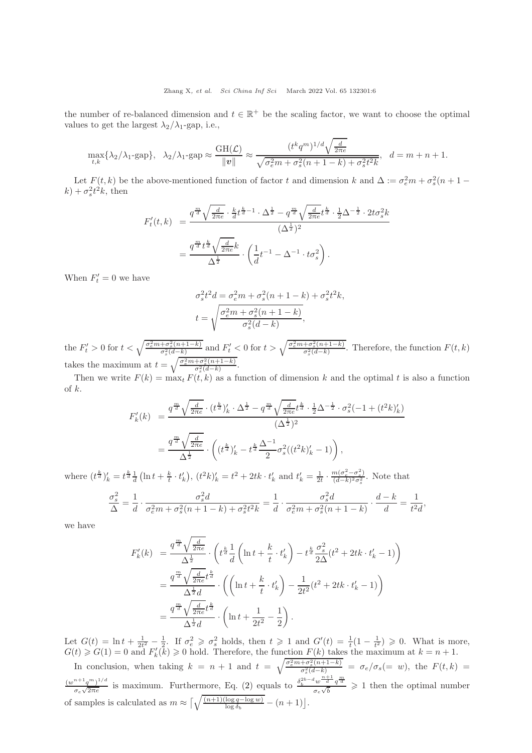the number of re-balanced dimension and $t \in \mathbb{R}^+$ be the scaling factor, we want to choose the optimal values to get the largest $\lambda_2/\lambda_1$-gap, i.e.,

$$
\max_{t,k}\{\lambda_2/\lambda_1\text{-gap}\}, \quad \lambda_2/\lambda_1\text{-gap} \approx \frac{\mathrm{GH}(\mathcal{L})}{\|\boldsymbol{v}\|} \approx \frac{(t^k q^m)^{1/d}\sqrt{\frac{d}{2\pi e}}}{\sqrt{\sigma_e^2 m + \sigma_s^2(n+1-k) + \sigma_s^2 t^2 k}}, \quad d = m+n+1.
$$

Let $F(t,k)$ be the above-mentioned function of factor $t$ and dimension $k$ and $\Delta := \sigma_e^2 m + \sigma_s^2(n+1-k) + \sigma_s^2 t^2 k$, then

$$
\begin{aligned}
F'_t(t,k) &= \frac{q^{\frac{m}{d}}\sqrt{\frac{d}{2\pi e}} \cdot \frac{k}{d} t^{\frac{k}{d}-1} \cdot \Delta^{\frac{1}{2}} - q^{\frac{m}{d}}\sqrt{\frac{d}{2\pi e}} t^{\frac{k}{d}} \cdot \frac{1}{2}\Delta^{-\frac{1}{2}} \cdot 2t\sigma_s^2 k}{(\Delta^{\frac{1}{2}})^2} \\
&= \frac{q^{\frac{m}{d}} t^{\frac{k}{d}} \sqrt{\frac{d}{2\pi e}} k}{\Delta^{\frac{1}{2}}} \cdot \left(\frac{1}{d} t^{-1} - \Delta^{-1} \cdot t\sigma_s^2\right).
\end{aligned}
$$

When $F'_t = 0$ we have

$$
\begin{aligned}
\sigma_s^2 t^2 d &= \sigma_e^2 m + \sigma_s^2(n+1-k) + \sigma_s^2 t^2 k, \\
t &= \sqrt{\frac{\sigma_e^2 m + \sigma_s^2(n+1-k)}{\sigma_s^2(d-k)}},
\end{aligned}
$$

the $F'_t > 0$ for $t < \sqrt{\frac{\sigma_e^2 m + \sigma_s^2(n+1-k)}{\sigma_s^2(d-k)}}$ and $F'_t < 0$ for $t > \sqrt{\frac{\sigma_e^2 m + \sigma_s^2(n+1-k)}{\sigma_s^2(d-k)}}$. Therefore, the function $F(t,k)$ takes the maximum at $t = \sqrt{\frac{\sigma_e^2 m + \sigma_s^2(n+1-k)}{\sigma_s^2(d-k)}}$.

Then we write $F(k) = \max_t F(t,k)$ as a function of dimension $k$ and the optimal $t$ is also a function of $k$.

$$
\begin{aligned}
F'_k(k) &= \frac{q^{\frac{m}{d}}\sqrt{\frac{d}{2\pi e}} \cdot (t^{\frac{k}{d}})'_k \cdot \Delta^{\frac{1}{2}} - q^{\frac{m}{d}}\sqrt{\frac{d}{2\pi e}} t^{\frac{k}{d}} \cdot \frac{1}{2}\Delta^{-\frac{1}{2}} \cdot \sigma_s^2(-1 + (t^2k)'_k)}{(\Delta^{\frac{1}{2}})^2} \\
&= \frac{q^{\frac{m}{d}}\sqrt{\frac{d}{2\pi e}}}{\Delta^{\frac{1}{2}}} \cdot \left((t^{\frac{k}{d}})'_k - t^{\frac{k}{d}}\frac{\Delta^{-1}}{2}\sigma_s^2((t^2k)'_k - 1)\right),
\end{aligned}
$$

where $(t^{\frac{k}{d}})'_k = t^{\frac{k}{d}}\frac{1}{d}\left(\ln t + \frac{k}{t} \cdot t'_k\right)$, $(t^2k)'_k = t^2 + 2tk \cdot t'_k$ and $t'_k = \frac{1}{2t} \cdot \frac{m(\sigma_e^2 - \sigma_s^2)}{(d-k)^2\sigma_s^2}$. Note that

$$
\frac{\sigma_s^2}{\Delta} = \frac{1}{d} \cdot \frac{\sigma_s^2 d}{\sigma_e^2 m + \sigma_s^2(n+1-k) + \sigma_s^2 t^2 k} = \frac{1}{d} \cdot \frac{\sigma_s^2 d}{\sigma_e^2 m + \sigma_s^2(n+1-k)} \cdot \frac{d-k}{d} = \frac{1}{t^2 d},
$$

we have

$$
\begin{aligned}
F'_k(k) &= \frac{q^{\frac{m}{d}}\sqrt{\frac{d}{2\pi e}}}{\Delta^{\frac{1}{2}}} \cdot \left(t^{\frac{k}{d}}\frac{1}{d}\left(\ln t + \frac{k}{t} \cdot t'_k\right) - t^{\frac{k}{d}}\frac{\sigma_s^2}{2\Delta}(t^2 + 2tk \cdot t'_k - 1)\right) \\
&= \frac{q^{\frac{m}{d}}\sqrt{\frac{d}{2\pi e}} t^{\frac{k}{d}}}{\Delta^{\frac{1}{2}} d} \cdot \left(\left(\ln t + \frac{k}{t} \cdot t'_k\right) - \frac{1}{2t^2}(t^2 + 2tk \cdot t'_k - 1)\right) \\
&= \frac{q^{\frac{m}{d}}\sqrt{\frac{d}{2\pi e}} t^{\frac{k}{d}}}{\Delta^{\frac{1}{2}} d} \cdot \left(\ln t + \frac{1}{2t^2} - \frac{1}{2}\right).
\end{aligned}
$$

Let $G(t) = \ln t + \frac{1}{2t^2} - \frac{1}{2}$. If $\sigma_e^2 \geqslant \sigma_s^2$ holds, then $t \geqslant 1$ and $G'(t) = \frac{1}{t}(1 - \frac{1}{t^2}) \geqslant 0$. What is more, $G(t) \geqslant G(1) = 0$ and $F'_k(k) \geqslant 0$ hold. Therefore, the function $F(k)$ takes the maximum at $k = n+1$.

In conclusion, when taking $k = n+1$ and $t = \sqrt{\frac{\sigma_e^2 m + \sigma_s^2(n+1-k)}{\sigma_s^2(d-k)}} = \sigma_e/\sigma_s (= w)$, the $F(t,k) = \frac{(w^{n+1}q^m)^{1/d}}{\sigma_e\sqrt{2\pi e}}$ is maximum. Furthermore, Eq. (2) equals to $\frac{\delta_b^{2b-d} w^{\frac{n+1}{d}} q^{\frac{m}{d}}}{\sigma_e\sqrt{b}} \geqslant 1$ then the optimal number of samples is calculated as $m \approx \left\lceil \sqrt{\frac{(n+1)(\log q - \log w)}{\log \delta_b}} - (n+1) \right\rfloor$.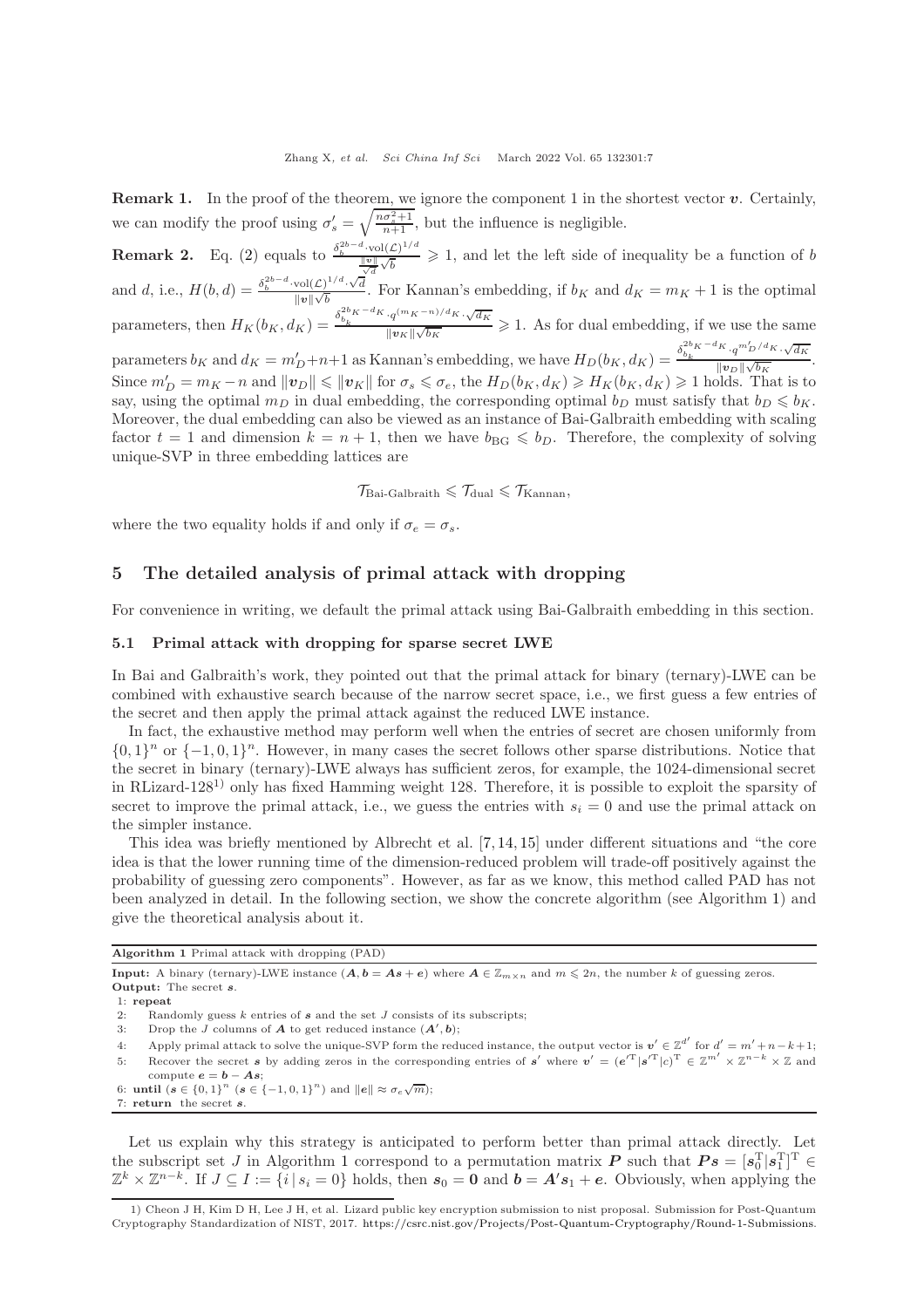**Remark 1.** In the proof of the theorem, we ignore the component 1 in the shortest vector $\boldsymbol{v}$. Certainly, we can modify the proof using $\sigma_s' = \sqrt{\frac{n\sigma_s^2+1}{n+1}}$, but the influence is negligible.

**Remark 2.** Eq. (2) equals to $\frac{\delta_b^{2b-d}\cdot \mathrm{vol}(\mathcal{L})^{1/d}}{\frac{\|\boldsymbol{v}\|}{\sqrt{d}}\sqrt{b}} \geqslant 1$, and let the left side of inequality be a function of $b$ and $d$, i.e., $H(b,d) = \frac{\delta_b^{2b-d}\cdot \mathrm{vol}(\mathcal{L})^{1/d}\cdot\sqrt{d}}{\|\boldsymbol{v}\|\sqrt{b}}$. For Kannan's embedding, if $b_K$ and $d_K = m_K + 1$ is the optimal parameters, then $H_K(b_K, d_K) = \frac{\delta_{b_K}^{2b_K - d_K}\cdot q^{(m_K-n)/d_K}\cdot\sqrt{d_K}}{\|\boldsymbol{v}_K\|\sqrt{b_K}} \geqslant 1$. As for dual embedding, if we use the same parameters $b_K$ and $d_K = m_D'+n+1$ as Kannan's embedding, we have $H_D(b_K, d_K) = \frac{\delta_{b_K}^{2b_K-d_K}\cdot q^{m_D'/d_K}\cdot\sqrt{d_K}}{\|\boldsymbol{v}_D\|\sqrt{b_K}}$. Since $m_D' = m_K - n$ and $\|\boldsymbol{v}_D\| \leqslant \|\boldsymbol{v}_K\|$ for $\sigma_s \leqslant \sigma_e$, the $H_D(b_K, d_K) \geqslant H_K(b_K, d_K) \geqslant 1$ holds. That is to say, using the optimal $m_D$ in dual embedding, the corresponding optimal $b_D$ must satisfy that $b_D \leqslant b_K$. Moreover, the dual embedding can also be viewed as an instance of Bai-Galbraith embedding with scaling factor $t = 1$ and dimension $k = n+1$, then we have $b_{\mathrm{BG}} \leqslant b_D$. Therefore, the complexity of solving unique-SVP in three embedding lattices are

$$\mathcal{T}_{\text{Bai-Galbraith}} \leqslant \mathcal{T}_{\text{dual}} \leqslant \mathcal{T}_{\text{Kannan}},$$

where the two equality holds if and only if $\sigma_e = \sigma_s$.

## 5 The detailed analysis of primal attack with dropping

For convenience in writing, we default the primal attack using Bai-Galbraith embedding in this section.

### 5.1 Primal attack with dropping for sparse secret LWE

In Bai and Galbraith's work, they pointed out that the primal attack for binary (ternary)-LWE can be combined with exhaustive search because of the narrow secret space, i.e., we first guess a few entries of the secret and then apply the primal attack against the reduced LWE instance.

In fact, the exhaustive method may perform well when the entries of secret are chosen uniformly from $\{0,1\}^n$ or $\{-1,0,1\}^n$. However, in many cases the secret follows other sparse distributions. Notice that the secret in binary (ternary)-LWE always has sufficient zeros, for example, the 1024-dimensional secret in RLizard-128[1] only has fixed Hamming weight 128. Therefore, it is possible to exploit the sparsity of secret to improve the primal attack, i.e., we guess the entries with $s_i = 0$ and use the primal attack on the simpler instance.

This idea was briefly mentioned by Albrecht et al. [7,14,15] under different situations and "the core idea is that the lower running time of the dimension-reduced problem will trade-off positively against the probability of guessing zero components". However, as far as we know, this method called PAD has not been analyzed in detail. In the following section, we show the concrete algorithm (see Algorithm 1) and give the theoretical analysis about it.

**Algorithm 1** Primal attack with dropping (PAD)

**Input:** A binary (ternary)-LWE instance $(\boldsymbol{A}, \boldsymbol{b} = \boldsymbol{A}\boldsymbol{s} + \boldsymbol{e})$ where $\boldsymbol{A} \in \mathbb{Z}_{m\times n}$ and $m \leqslant 2n$, the number $k$ of guessing zeros.
**Output:** The secret $\boldsymbol{s}$.

1: **repeat**
2: &nbsp;&nbsp;&nbsp;Randomly guess $k$ entries of $\boldsymbol{s}$ and the set $J$ consists of its subscripts;
3: &nbsp;&nbsp;&nbsp;Drop the $J$ columns of $\boldsymbol{A}$ to get reduced instance $(\boldsymbol{A}', \boldsymbol{b})$;
4: &nbsp;&nbsp;&nbsp;Apply primal attack to solve the unique-SVP form the reduced instance, the output vector is $\boldsymbol{v}' \in \mathbb{Z}^{d'}$ for $d' = m' + n - k + 1$;
5: &nbsp;&nbsp;&nbsp;Recover the secret $\boldsymbol{s}$ by adding zeros in the corresponding entries of $\boldsymbol{s}'$ where $\boldsymbol{v}' = (\boldsymbol{e}'^{\mathrm{T}}|\boldsymbol{s}'^{\mathrm{T}}|c)^{\mathrm{T}} \in \mathbb{Z}^{m'} \times \mathbb{Z}^{n-k} \times \mathbb{Z}$ and compute $\boldsymbol{e} = \boldsymbol{b} - \boldsymbol{A}\boldsymbol{s}$;
6: **until** $(\boldsymbol{s} \in \{0,1\}^n$ $(\boldsymbol{s} \in \{-1,0,1\}^n)$ and $\|\boldsymbol{e}\| \approx \sigma_e\sqrt{m})$;
7: **return** the secret $\boldsymbol{s}$.

Let us explain why this strategy is anticipated to perform better than primal attack directly. Let the subscript set $J$ in Algorithm 1 correspond to a permutation matrix $\boldsymbol{P}$ such that $\boldsymbol{P}\boldsymbol{s} = [\boldsymbol{s}_0^{\mathrm{T}}|\boldsymbol{s}_1^{\mathrm{T}}]^{\mathrm{T}} \in \mathbb{Z}^k \times \mathbb{Z}^{n-k}$. If $J \subseteq I := \{i \,|\, s_i = 0\}$ holds, then $\boldsymbol{s}_0 = \boldsymbol{0}$ and $\boldsymbol{b} = \boldsymbol{A}'\boldsymbol{s}_1 + \boldsymbol{e}$. Obviously, when applying the

1) Cheon J H, Kim D H, Lee J H, et al. Lizard public key encryption submission to nist proposal. Submission for Post-Quantum Cryptography Standardization of NIST, 2017. https://csrc.nist.gov/Projects/Post-Quantum-Cryptography/Round-1-Submissions.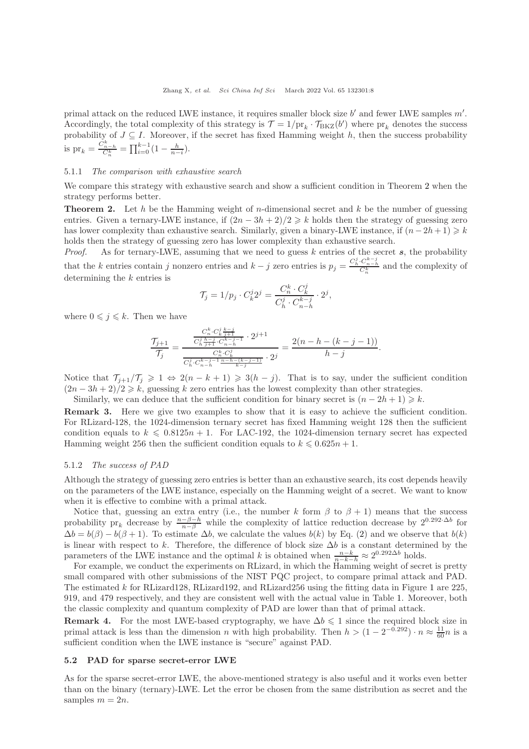primal attack on the reduced LWE instance, it requires smaller block size $b'$ and fewer LWE samples $m'$. Accordingly, the total complexity of this strategy is $\mathcal{T} = 1/\mathrm{pr}_k \cdot \mathcal{T}_{\mathrm{BKZ}}(b')$ where $\mathrm{pr}_k$ denotes the success probability of $J \subseteq I$. Moreover, if the secret has fixed Hamming weight $h$, then the success probability is $\mathrm{pr}_k = \frac{C_{n-h}^k}{C_n^k} = \prod_{i=0}^{k-1}(1 - \frac{h}{n-i})$.

#### 5.1.1 *The comparison with exhaustive search*

We compare this strategy with exhaustive search and show a sufficient condition in Theorem 2 when the strategy performs better.

**Theorem 2.** Let $h$ be the Hamming weight of $n$-dimensional secret and $k$ be the number of guessing entries. Given a ternary-LWE instance, if $(2n - 3h + 2)/2 \geqslant k$ holds then the strategy of guessing zero has lower complexity than exhaustive search. Similarly, given a binary-LWE instance, if $(n - 2h + 1) \geqslant k$ holds then the strategy of guessing zero has lower complexity than exhaustive search.

*Proof.* As for ternary-LWE, assuming that we need to guess $k$ entries of the secret $\boldsymbol{s}$, the probability that the $k$ entries contain $j$ nonzero entries and $k - j$ zero entries is $p_j = \frac{C_h^j \cdot C_{n-h}^{k-j}}{C_n^k}$ and the complexity of determining the $k$ entries is

$$\mathcal{T}_j = 1/p_j \cdot C_k^j 2^j = \frac{C_n^k \cdot C_k^j}{C_h^j \cdot C_{n-h}^{k-j}} \cdot 2^j,$$

where $0 \leqslant j \leqslant k$. Then we have

$$\frac{\mathcal{T}_{j+1}}{\mathcal{T}_j} = \frac{\frac{C_n^k \cdot C_k^j \frac{k-j}{j+1}}{C_h^j \frac{h-j}{j+1} \cdot C_{n-h}^{k-j-1}} \cdot 2^{j+1}}{\frac{C_n^k \cdot C_k^j}{C_h^j \cdot C_{n-h}^{k-j-1} \frac{n-h-(k-j-1)}{k-j}} \cdot 2^j} = \frac{2(n-h-(k-j-1))}{h-j}.$$

Notice that $\mathcal{T}_{j+1}/\mathcal{T}_j \geqslant 1 \Leftrightarrow 2(n-k+1) \geqslant 3(h-j)$. That is to say, under the sufficient condition $(2n - 3h + 2)/2 \geqslant k$, guessing $k$ zero entries has the lowest complexity than other strategies.

Similarly, we can deduce that the sufficient condition for binary secret is $(n - 2h + 1) \geqslant k$.

**Remark 3.** Here we give two examples to show that it is easy to achieve the sufficient condition. For RLizard-128, the 1024-dimension ternary secret has fixed Hamming weight 128 then the sufficient condition equals to $k \leqslant 0.8125n + 1$. For LAC-192, the 1024-dimension ternary secret has expected Hamming weight 256 then the sufficient condition equals to $k \leqslant 0.625n + 1$.

#### 5.1.2 *The success of PAD*

Although the strategy of guessing zero entries is better than an exhaustive search, its cost depends heavily on the parameters of the LWE instance, especially on the Hamming weight of a secret. We want to know when it is effective to combine with a primal attack.

Notice that, guessing an extra entry (i.e., the number $k$ form $\beta$ to $\beta + 1$) means that the success probability $\mathrm{pr}_k$ decrease by $\frac{n-\beta-h}{n-\beta}$ while the complexity of lattice reduction decrease by $2^{0.292 \cdot \Delta b}$ for $\Delta b = b(\beta) - b(\beta + 1)$. To estimate $\Delta b$, we calculate the values $b(k)$ by Eq. (2) and we observe that $b(k)$ is linear with respect to $k$. Therefore, the difference of block size $\Delta b$ is a constant determined by the parameters of the LWE instance and the optimal $k$ is obtained when $\frac{n-k}{n-k-h} \approx 2^{0.292 \Delta b}$ holds.

For example, we conduct the experiments on RLizard, in which the Hamming weight of secret is pretty small compared with other submissions of the NIST PQC project, to compare primal attack and PAD. The estimated $k$ for RLizard128, RLizard192, and RLizard256 using the fitting data in Figure 1 are 225, 919, and 479 respectively, and they are consistent well with the actual value in Table 1. Moreover, both the classic complexity and quantum complexity of PAD are lower than that of primal attack.

**Remark 4.** For the most LWE-based cryptography, we have $\Delta b \leqslant 1$ since the required block size in primal attack is less than the dimension $n$ with high probability. Then $h > (1 - 2^{-0.292}) \cdot n \approx \frac{11}{60} n$ is a sufficient condition when the LWE instance is "secure" against PAD.

### 5.2 PAD for sparse secret-error LWE

As for the sparse secret-error LWE, the above-mentioned strategy is also useful and it works even better than on the binary (ternary)-LWE. Let the error be chosen from the same distribution as secret and the samples $m = 2n$.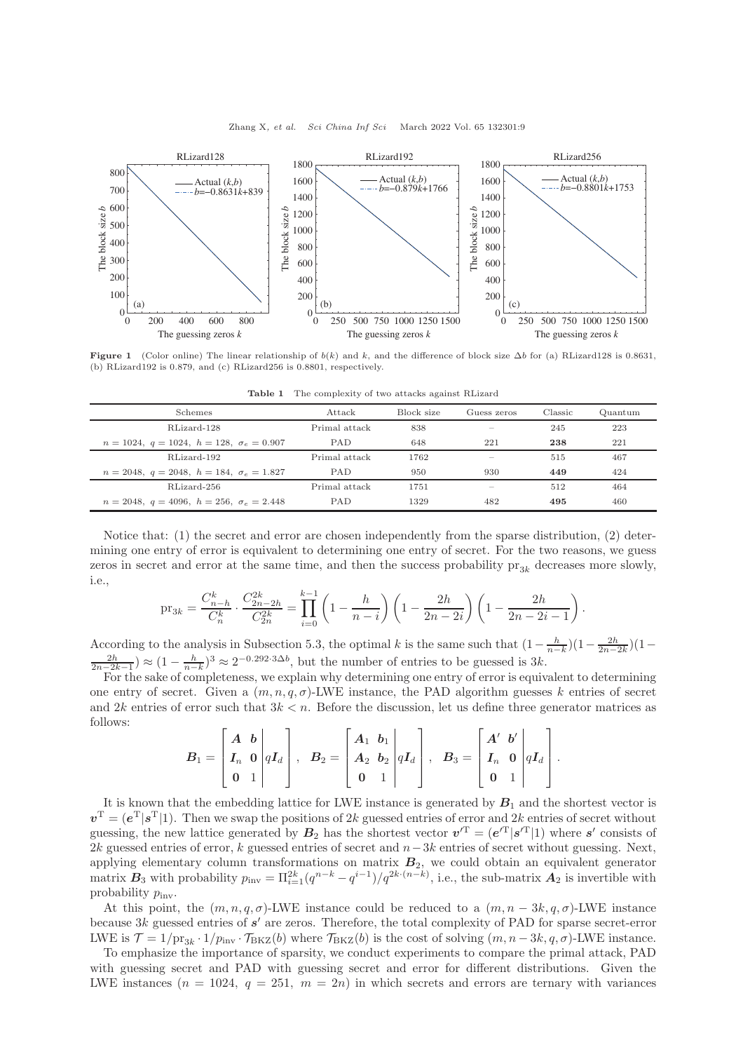**Figure 1** (Color online) The linear relationship of $b(k)$ and $k$, and the difference of block size $\Delta b$ for (a) RLizard128 is 0.8631, (b) RLizard192 is 0.879, and (c) RLizard256 is 0.8801, respectively.

**Table 1** The complexity of two attacks against RLizard

| Schemes | Attack | Block size | Guess zeros | Classic | Quantum |
|---|---|---|---|---|---|
| RLizard-128 | Primal attack | 838 | – | 245 | 223 |
| $n = 1024,\ q = 1024,\ h = 128,\ \sigma_e = 0.907$ | PAD | 648 | 221 | **238** | 221 |
| RLizard-192 | Primal attack | 1762 | – | 515 | 467 |
| $n = 2048,\ q = 2048,\ h = 184,\ \sigma_e = 1.827$ | PAD | 950 | 930 | **449** | 424 |
| RLizard-256 | Primal attack | 1751 | – | 512 | 464 |
| $n = 2048,\ q = 4096,\ h = 256,\ \sigma_e = 2.448$ | PAD | 1329 | 482 | **495** | 460 |

Notice that: (1) the secret and error are chosen independently from the sparse distribution, (2) determining one entry of error is equivalent to determining one entry of secret. For the two reasons, we guess zeros in secret and error at the same time, and then the success probability $\mathrm{pr}_{3k}$ decreases more slowly, i.e.,

$$\mathrm{pr}_{3k} = \frac{C_{n-h}^{k}}{C_{n}^{k}} \cdot \frac{C_{2n-2h}^{2k}}{C_{2n}^{2k}} = \prod_{i=0}^{k-1} \left(1 - \frac{h}{n-i}\right) \left(1 - \frac{2h}{2n-2i}\right) \left(1 - \frac{2h}{2n-2i-1}\right).$$

According to the analysis in Subsection 5.3, the optimal $k$ is the same such that $(1-\frac{h}{n-k})(1-\frac{2h}{2n-2k})(1-\frac{2h}{2n-2k-1}) \approx (1-\frac{h}{n-k})^3 \approx 2^{-0.292 \cdot 3\Delta b}$, but the number of entries to be guessed is $3k$.

For the sake of completeness, we explain why determining one entry of error is equivalent to determining one entry of secret. Given a $(m, n, q, \sigma)$-LWE instance, the PAD algorithm guesses $k$ entries of secret and $2k$ entries of error such that $3k < n$. Before the discussion, let us define three generator matrices as follows:

$$\boldsymbol{B}_1 = \left[\begin{array}{cc|c} \boldsymbol{A} & \boldsymbol{b} & \\ \boldsymbol{I}_n & \boldsymbol{0} & q\boldsymbol{I}_d \\ \boldsymbol{0} & 1 & \end{array}\right], \quad \boldsymbol{B}_2 = \left[\begin{array}{cc|c} \boldsymbol{A}_1 & \boldsymbol{b}_1 & \\ \boldsymbol{A}_2 & \boldsymbol{b}_2 & q\boldsymbol{I}_d \\ \boldsymbol{0} & 1 & \end{array}\right], \quad \boldsymbol{B}_3 = \left[\begin{array}{cc|c} \boldsymbol{A}' & \boldsymbol{b}' & \\ \boldsymbol{I}_n & \boldsymbol{0} & q\boldsymbol{I}_d \\ \boldsymbol{0} & 1 & \end{array}\right].$$

It is known that the embedding lattice for LWE instance is generated by $\boldsymbol{B}_1$ and the shortest vector is $\boldsymbol{v}^{\mathrm{T}} = (\boldsymbol{e}^{\mathrm{T}}|\boldsymbol{s}^{\mathrm{T}}|1)$. Then we swap the positions of $2k$ guessed entries of error and $2k$ entries of secret without guessing, the new lattice generated by $\boldsymbol{B}_2$ has the shortest vector $\boldsymbol{v}'^{\mathrm{T}} = (\boldsymbol{e}'^{\mathrm{T}}|\boldsymbol{s}'^{\mathrm{T}}|1)$ where $\boldsymbol{s}'$ consists of $2k$ guessed entries of error, $k$ guessed entries of secret and $n-3k$ entries of secret without guessing. Next, applying elementary column transformations on matrix $\boldsymbol{B}_2$, we could obtain an equivalent generator matrix $\boldsymbol{B}_3$ with probability $p_{\mathrm{inv}} = \Pi_{i=1}^{2k}(q^{n-k} - q^{i-1})/q^{2k\cdot(n-k)}$, i.e., the sub-matrix $\boldsymbol{A}_2$ is invertible with probability $p_{\mathrm{inv}}$.

At this point, the $(m, n, q, \sigma)$-LWE instance could be reduced to a $(m, n-3k, q, \sigma)$-LWE instance because $3k$ guessed entries of $\boldsymbol{s}'$ are zeros. Therefore, the total complexity of PAD for sparse secret-error LWE is $\mathcal{T} = 1/\mathrm{pr}_{3k} \cdot 1/p_{\mathrm{inv}} \cdot \mathcal{T}_{\mathrm{BKZ}}(b)$ where $\mathcal{T}_{\mathrm{BKZ}}(b)$ is the cost of solving $(m, n-3k, q, \sigma)$-LWE instance.

To emphasize the importance of sparsity, we conduct experiments to compare the primal attack, PAD with guessing secret and PAD with guessing secret and error for different distributions. Given the LWE instances ($n = 1024,\ q = 251,\ m = 2n$) in which secrets and errors are ternary with variances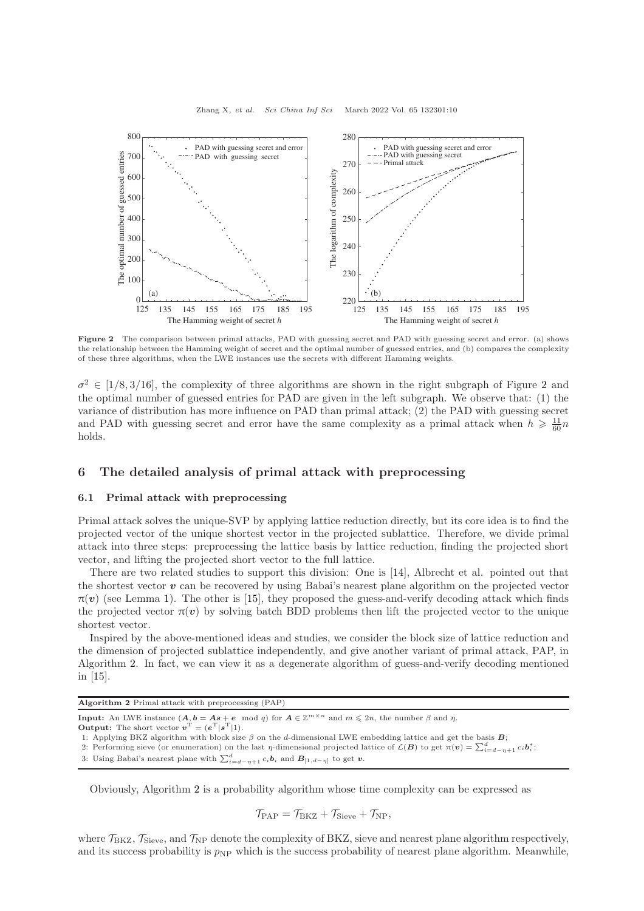**Figure 2** The comparison between primal attacks, PAD with guessing secret and PAD with guessing secret and error. (a) shows the relationship between the Hamming weight of secret and the optimal number of guessed entries, and (b) compares the complexity of these three algorithms, when the LWE instances use the secrets with different Hamming weights.

$\sigma^2 \in [1/8, 3/16]$, the complexity of three algorithms are shown in the right subgraph of Figure 2 and the optimal number of guessed entries for PAD are given in the left subgraph. We observe that: (1) the variance of distribution has more influence on PAD than primal attack; (2) the PAD with guessing secret and PAD with guessing secret and error have the same complexity as a primal attack when $h \geqslant \frac{11}{60}n$ holds.

## 6 The detailed analysis of primal attack with preprocessing

### 6.1 Primal attack with preprocessing

Primal attack solves the unique-SVP by applying lattice reduction directly, but its core idea is to find the projected vector of the unique shortest vector in the projected sublattice. Therefore, we divide primal attack into three steps: preprocessing the lattice basis by lattice reduction, finding the projected short vector, and lifting the projected short vector to the full lattice.

There are two related studies to support this division: One is [14], Albrecht et al. pointed out that the shortest vector $\boldsymbol{v}$ can be recovered by using Babai's nearest plane algorithm on the projected vector $\pi(\boldsymbol{v})$ (see Lemma 1). The other is [15], they proposed the guess-and-verify decoding attack which finds the projected vector $\pi(\boldsymbol{v})$ by solving batch BDD problems then lift the projected vector to the unique shortest vector.

Inspired by the above-mentioned ideas and studies, we consider the block size of lattice reduction and the dimension of projected sublattice independently, and give another variant of primal attack, PAP, in Algorithm 2. In fact, we can view it as a degenerate algorithm of guess-and-verify decoding mentioned in [15].

**Algorithm 2** Primal attack with preprocessing (PAP)

**Input:** An LWE instance $(\boldsymbol{A}, \boldsymbol{b} = \boldsymbol{A}\boldsymbol{s} + \boldsymbol{e} \mod q)$ for $\boldsymbol{A} \in \mathbb{Z}^{m \times n}$ and $m \leqslant 2n$, the number $\beta$ and $\eta$.
**Output:** The short vector $\boldsymbol{v}^{\mathrm{T}} = (\boldsymbol{e}^{\mathrm{T}}|\boldsymbol{s}^{\mathrm{T}}|1)$.
1: Applying BKZ algorithm with block size $\beta$ on the $d$-dimensional LWE embedding lattice and get the basis $\boldsymbol{B}$;
2: Performing sieve (or enumeration) on the last $\eta$-dimensional projected lattice of $\mathcal{L}(\boldsymbol{B})$ to get $\pi(\boldsymbol{v}) = \sum_{i=d-\eta+1}^{d} c_i \boldsymbol{b}_i^*$;
3: Using Babai's nearest plane with $\sum_{i=d-\eta+1}^{d} c_i \boldsymbol{b}_i$ and $\boldsymbol{B}_{[1,d-\eta]}$ to get $\boldsymbol{v}$.

Obviously, Algorithm 2 is a probability algorithm whose time complexity can be expressed as

$$\mathcal{T}_{\mathrm{PAP}} = \mathcal{T}_{\mathrm{BKZ}} + \mathcal{T}_{\mathrm{Sieve}} + \mathcal{T}_{\mathrm{NP}},$$

where $\mathcal{T}_{\mathrm{BKZ}}$, $\mathcal{T}_{\mathrm{Sieve}}$, and $\mathcal{T}_{\mathrm{NP}}$ denote the complexity of BKZ, sieve and nearest plane algorithm respectively, and its success probability is $p_{\mathrm{NP}}$ which is the success probability of nearest plane algorithm. Meanwhile,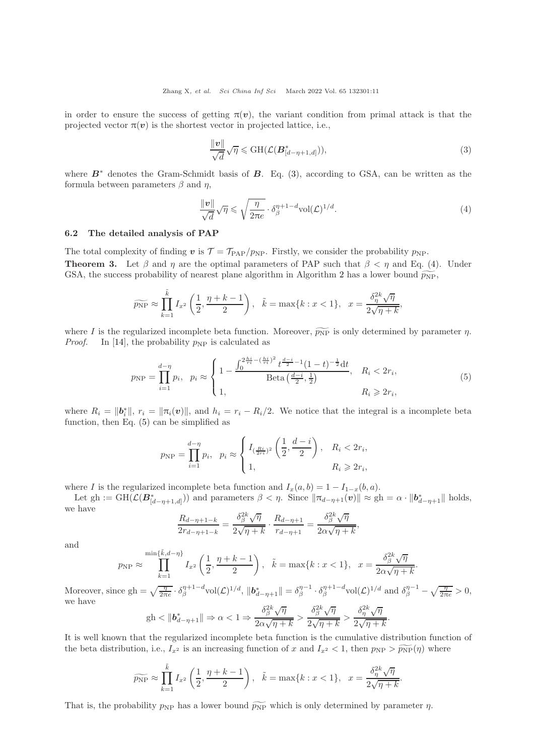in order to ensure the success of getting $\pi(\boldsymbol{v})$, the variant condition from primal attack is that the projected vector $\pi(\boldsymbol{v})$ is the shortest vector in projected lattice, i.e.,

$$\frac{\|\boldsymbol{v}\|}{\sqrt{d}}\sqrt{\eta} \leqslant \mathrm{GH}(\mathcal{L}(\boldsymbol{B}^*_{[d-\eta+1,d]})), \tag{3}$$

where $\boldsymbol{B}^*$ denotes the Gram-Schmidt basis of $\boldsymbol{B}$. Eq. (3), according to GSA, can be written as the formula between parameters $\beta$ and $\eta$,

$$\frac{\|\boldsymbol{v}\|}{\sqrt{d}}\sqrt{\eta} \leqslant \sqrt{\frac{\eta}{2\pi e}} \cdot \delta_\beta^{\eta+1-d}\mathrm{vol}(\mathcal{L})^{1/d}. \tag{4}$$

### 6.2 The detailed analysis of PAP

The total complexity of finding $\boldsymbol{v}$ is $\mathcal{T} = \mathcal{T}_{\mathrm{PAP}}/p_{\mathrm{NP}}$. Firstly, we consider the probability $p_{\mathrm{NP}}$.

**Theorem 3.** Let $\beta$ and $\eta$ are the optimal parameters of PAP such that $\beta < \eta$ and Eq. (4). Under GSA, the success probability of nearest plane algorithm in Algorithm 2 has a lower bound $\widetilde{p_{\mathrm{NP}}}$,

$$\widetilde{p_{\mathrm{NP}}} \approx \prod_{k=1}^{\tilde{k}} I_{x^2}\left(\frac{1}{2}, \frac{\eta+k-1}{2}\right), \quad \tilde{k} = \max\{k : x < 1\}, \quad x = \frac{\delta_\eta^{2k}\sqrt{\eta}}{2\sqrt{\eta+k}},$$

where $I$ is the regularized incomplete beta function. Moreover, $\widetilde{p_{\mathrm{NP}}}$ is only determined by parameter $\eta$.

*Proof.* In [14], the probability $p_{\mathrm{NP}}$ is calculated as

$$p_{\mathrm{NP}} = \prod_{i=1}^{d-\eta} p_i, \quad p_i \approx \begin{cases} 1 - \dfrac{\int_0^{2\frac{h_i}{r_i} - (\frac{h_i}{r_i})^2} t^{\frac{d-i}{2}-1}(1-t)^{-\frac{1}{2}}\mathrm{d}t}{\mathrm{Beta}\left(\frac{d-i}{2}, \frac{1}{2}\right)}, & R_i < 2r_i, \\ 1, & R_i \geqslant 2r_i, \end{cases} \tag{5}$$

where $R_i = \|\boldsymbol{b}_i^*\|$, $r_i = \|\pi_i(\boldsymbol{v})\|$, and $h_i = r_i - R_i/2$. We notice that the integral is a incomplete beta function, then Eq. (5) can be simplified as

$$p_{\mathrm{NP}} = \prod_{i=1}^{d-\eta} p_i, \quad p_i \approx \begin{cases} I_{(\frac{R_i}{2r_i})^2}\left(\dfrac{1}{2}, \dfrac{d-i}{2}\right), & R_i < 2r_i, \\ 1, & R_i \geqslant 2r_i, \end{cases}$$

where $I$ is the regularized incomplete beta function and $I_x(a,b) = 1 - I_{1-x}(b,a)$.

Let $\mathrm{gh} := \mathrm{GH}(\mathcal{L}(\boldsymbol{B}^*_{[d-\eta+1,d]}))$ and parameters $\beta < \eta$. Since $\|\pi_{d-\eta+1}(\boldsymbol{v})\| \approx \mathrm{gh} = \alpha \cdot \|\boldsymbol{b}^*_{d-\eta+1}\|$ holds, we have

$$\frac{R_{d-\eta+1-k}}{2r_{d-\eta+1-k}} = \frac{\delta_\beta^{2k}\sqrt{\eta}}{2\sqrt{\eta+k}} \cdot \frac{R_{d-\eta+1}}{r_{d-\eta+1}} = \frac{\delta_\beta^{2k}\sqrt{\eta}}{2\alpha\sqrt{\eta+k}},$$

and

$$p_{\mathrm{NP}} \approx \prod_{k=1}^{\min\{\tilde{k}, d-\eta\}} I_{x^2}\left(\frac{1}{2}, \frac{\eta+k-1}{2}\right), \quad \tilde{k} = \max\{k : x < 1\}, \quad x = \frac{\delta_\beta^{2k}\sqrt{\eta}}{2\alpha\sqrt{\eta+k}}.$$

Moreover, since $\mathrm{gh} = \sqrt{\frac{\eta}{2\pi e}} \cdot \delta_\beta^{\eta+1-d}\mathrm{vol}(\mathcal{L})^{1/d}$, $\|\boldsymbol{b}^*_{d-\eta+1}\| = \delta_\beta^{\eta-1} \cdot \delta_\beta^{\eta+1-d}\mathrm{vol}(\mathcal{L})^{1/d}$ and $\delta_\beta^{\eta-1} - \sqrt{\frac{\eta}{2\pi e}} > 0$, we have

$$\mathrm{gh} < \|\boldsymbol{b}^*_{d-\eta+1}\| \Rightarrow \alpha < 1 \Rightarrow \frac{\delta_\beta^{2k}\sqrt{\eta}}{2\alpha\sqrt{\eta+k}} > \frac{\delta_\beta^{2k}\sqrt{\eta}}{2\sqrt{\eta+k}} > \frac{\delta_\eta^{2k}\sqrt{\eta}}{2\sqrt{\eta+k}}.$$

It is well known that the regularized incomplete beta function is the cumulative distribution function of the beta distribution, i.e., $I_{x^2}$ is an increasing function of $x$ and $I_{x^2} < 1$, then $p_{\mathrm{NP}} > \widetilde{p_{\mathrm{NP}}}(\eta)$ where

$$\widetilde{p_{\mathrm{NP}}} \approx \prod_{k=1}^{\tilde{k}} I_{x^2}\left(\frac{1}{2}, \frac{\eta+k-1}{2}\right), \quad \tilde{k} = \max\{k : x < 1\}, \quad x = \frac{\delta_\eta^{2k}\sqrt{\eta}}{2\sqrt{\eta+k}}.$$

That is, the probability $p_{\mathrm{NP}}$ has a lower bound $\widetilde{p_{\mathrm{NP}}}$ which is only determined by parameter $\eta$.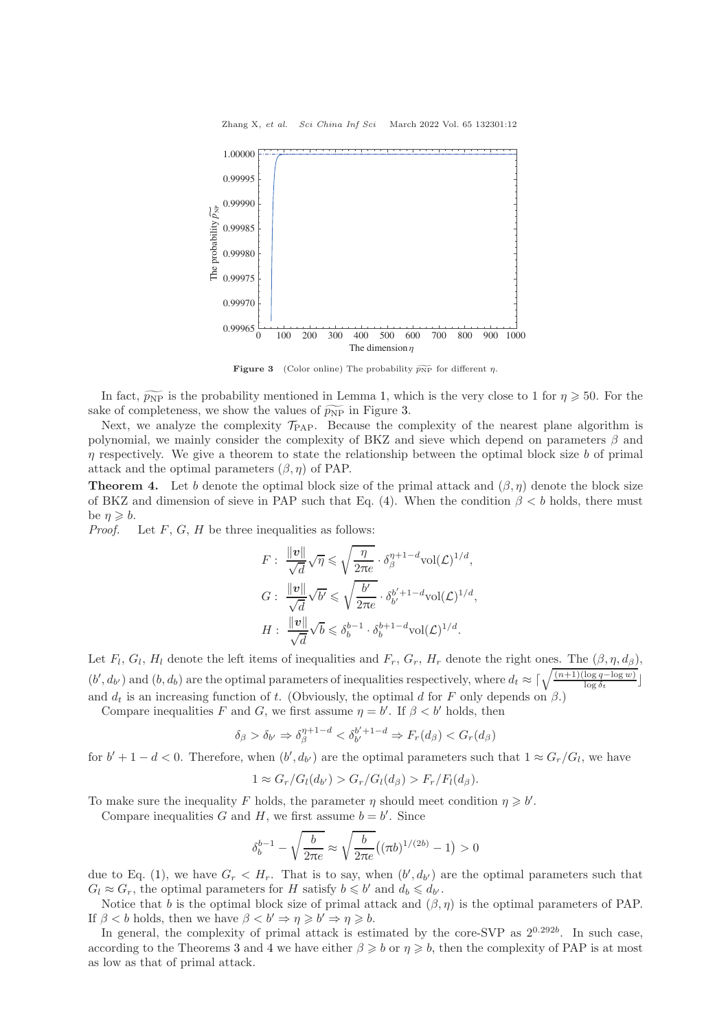**Figure 3** (Color online) The probability $\widetilde{p_{\rm NP}}$ for different $\eta$.

In fact, $\widetilde{p_{\rm NP}}$ is the probability mentioned in Lemma 1, which is the very close to 1 for $\eta \geqslant 50$. For the sake of completeness, we show the values of $\widetilde{p_{\rm NP}}$ in Figure 3.

Next, we analyze the complexity $\mathcal{T}_{\rm PAP}$. Because the complexity of the nearest plane algorithm is polynomial, we mainly consider the complexity of BKZ and sieve which depend on parameters $\beta$ and $\eta$ respectively. We give a theorem to state the relationship between the optimal block size $b$ of primal attack and the optimal parameters $(\beta, \eta)$ of PAP.

**Theorem 4.** Let $b$ denote the optimal block size of the primal attack and $(\beta, \eta)$ denote the block size of BKZ and dimension of sieve in PAP such that Eq. (4). When the condition $\beta < b$ holds, there must be $\eta \geqslant b$.

*Proof.* Let $F$, $G$, $H$ be three inequalities as follows:

$$F: \ \frac{\|\boldsymbol{v}\|}{\sqrt{d}}\sqrt{\eta} \leqslant \sqrt{\frac{\eta}{2\pi e}} \cdot \delta_\beta^{\eta+1-d} \mathrm{vol}(\mathcal{L})^{1/d},$$

$$G: \ \frac{\|\boldsymbol{v}\|}{\sqrt{d}}\sqrt{b'} \leqslant \sqrt{\frac{b'}{2\pi e}} \cdot \delta_{b'}^{b'+1-d} \mathrm{vol}(\mathcal{L})^{1/d},$$

$$H: \ \frac{\|\boldsymbol{v}\|}{\sqrt{d}}\sqrt{b} \leqslant \delta_b^{b-1} \cdot \delta_b^{b+1-d} \mathrm{vol}(\mathcal{L})^{1/d}.$$

Let $F_l$, $G_l$, $H_l$ denote the left items of inequalities and $F_r$, $G_r$, $H_r$ denote the right ones. The $(\beta, \eta, d_\beta)$, $(b', d_{b'})$ and $(b, d_b)$ are the optimal parameters of inequalities respectively, where $d_t \approx \lceil \sqrt{\frac{(n+1)(\log q - \log w)}{\log \delta_t}} \rfloor$ and $d_t$ is an increasing function of $t$. (Obviously, the optimal $d$ for $F$ only depends on $\beta$.)

Compare inequalities $F$ and $G$, we first assume $\eta = b'$. If $\beta < b'$ holds, then

$$\delta_\beta > \delta_{b'} \Rightarrow \delta_\beta^{\eta+1-d} < \delta_{b'}^{b'+1-d} \Rightarrow F_r(d_\beta) < G_r(d_\beta)$$

for $b' + 1 - d < 0$. Therefore, when $(b', d_{b'})$ are the optimal parameters such that $1 \approx G_r/G_l$, we have

$$1 \approx G_r/G_l(d_{b'}) > G_r/G_l(d_\beta) > F_r/F_l(d_\beta).$$

To make sure the inequality $F$ holds, the parameter $\eta$ should meet condition $\eta \geqslant b'$.

Compare inequalities $G$ and $H$, we first assume $b = b'$. Since

$$\delta_b^{b-1} - \sqrt{\frac{b}{2\pi e}} \approx \sqrt{\frac{b}{2\pi e}}\big((\pi b)^{1/(2b)} - 1\big) > 0$$

due to Eq. (1), we have $G_r < H_r$. That is to say, when $(b', d_{b'})$ are the optimal parameters such that $G_l \approx G_r$, the optimal parameters for $H$ satisfy $b \leqslant b'$ and $d_b \leqslant d_{b'}$.

Notice that $b$ is the optimal block size of primal attack and $(\beta, \eta)$ is the optimal parameters of PAP. If $\beta < b$ holds, then we have $\beta < b' \Rightarrow \eta \geqslant b' \Rightarrow \eta \geqslant b$.

In general, the complexity of primal attack is estimated by the core-SVP as $2^{0.292b}$. In such case, according to the Theorems 3 and 4 we have either $\beta \geqslant b$ or $\eta \geqslant b$, then the complexity of PAP is at most as low as that of primal attack.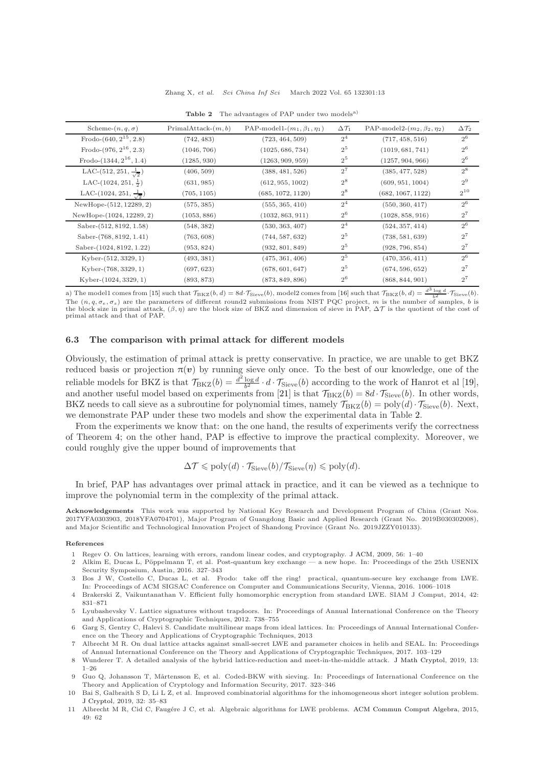**Table 2** The advantages of PAP under two models[a)]

| Scheme-$(n, q, \sigma)$ | PrimalAttack-$(m, b)$ | PAP-model1-$(m_1, \beta_1, \eta_1)$ | $\Delta\mathcal{T}_1$ | PAP-model2-$(m_2, \beta_2, \eta_2)$ | $\Delta\mathcal{T}_2$ |
|---|---|---|---|---|---|
| Frodo-$(640, 2^{15}, 2.8)$ | $(742, 483)$ | $(723, 464, 509)$ | $2^4$ | $(717, 458, 516)$ | $2^6$ |
| Frodo-$(976, 2^{16}, 2.3)$ | $(1046, 706)$ | $(1025, 686, 734)$ | $2^5$ | $(1019, 681, 741)$ | $2^6$ |
| Frodo-$(1344, 2^{16}, 1.4)$ | $(1285, 930)$ | $(1263, 909, 959)$ | $2^5$ | $(1257, 904, 966)$ | $2^6$ |
| LAC-$(512, 251, \frac{1}{\sqrt{2}})$ | $(406, 509)$ | $(388, 481, 526)$ | $2^7$ | $(385, 477, 528)$ | $2^8$ |
| LAC-$(1024, 251, \frac{1}{2})$ | $(631, 985)$ | $(612, 955, 1002)$ | $2^8$ | $(609, 951, 1004)$ | $2^9$ |
| LAC-$(1024, 251, \frac{1}{\sqrt{2}})$ | $(705, 1105)$ | $(685, 1072, 1120)$ | $2^8$ | $(682, 1067, 1122)$ | $2^{10}$ |
| NewHope-$(512, 12289, 2)$ | $(575, 385)$ | $(555, 365, 410)$ | $2^4$ | $(550, 360, 417)$ | $2^6$ |
| NewHope-$(1024, 12289, 2)$ | $(1053, 886)$ | $(1032, 863, 911)$ | $2^6$ | $(1028, 858, 916)$ | $2^7$ |
| Saber-$(512, 8192, 1.58)$ | $(548, 382)$ | $(530, 363, 407)$ | $2^4$ | $(524, 357, 414)$ | $2^6$ |
| Saber-$(768, 8192, 1.41)$ | $(763, 608)$ | $(744, 587, 632)$ | $2^5$ | $(738, 581, 639)$ | $2^7$ |
| Saber-$(1024, 8192, 1.22)$ | $(953, 824)$ | $(932, 801, 849)$ | $2^5$ | $(928, 796, 854)$ | $2^7$ |
| Kyber-$(512, 3329, 1)$ | $(493, 381)$ | $(475, 361, 406)$ | $2^5$ | $(470, 356, 411)$ | $2^6$ |
| Kyber-$(768, 3329, 1)$ | $(697, 623)$ | $(678, 601, 647)$ | $2^5$ | $(674, 596, 652)$ | $2^7$ |
| Kyber-$(1024, 3329, 1)$ | $(893, 873)$ | $(873, 849, 896)$ | $2^6$ | $(868, 844, 901)$ | $2^7$ |

a) The model1 comes from [15] such that $\mathcal{T}_{\rm BKZ}(b, d) = 8d \cdot \mathcal{T}_{\rm Sieve}(b)$, model2 comes from [16] such that $\mathcal{T}_{\rm BKZ}(b, d) = \frac{d^3 \log d}{b^2} \cdot \mathcal{T}_{\rm Sieve}(b)$. The $(n, q, \sigma_e, \sigma_s)$ are the parameters of different round2 submissions from NIST PQC project, $m$ is the number of samples, $b$ is the block size in primal attack, $(\beta, \eta)$ are the block size of BKZ and dimension of sieve in PAP, $\Delta\mathcal{T}$ is the quotient of the cost of primal attack and that of PAP.

### 6.3 The comparison with primal attack for different models

Obviously, the estimation of primal attack is pretty conservative. In practice, we are unable to get BKZ reduced basis or projection $\pi(\boldsymbol{v})$ by running sieve only once. To the best of our knowledge, one of the reliable models for BKZ is that $\mathcal{T}_{\rm BKZ}(b) = \frac{d^2 \log d}{b^2} \cdot d \cdot \mathcal{T}_{\rm Sieve}(b)$ according to the work of Hanrot et al [19], and another useful model based on experiments from [21] is that $\mathcal{T}_{\rm BKZ}(b) = 8d \cdot \mathcal{T}_{\rm Sieve}(b)$. In other words, BKZ needs to call sieve as a subroutine for polynomial times, namely $\mathcal{T}_{\rm BKZ}(b) = {\rm poly}(d) \cdot \mathcal{T}_{\rm Sieve}(b)$. Next, we demonstrate PAP under these two models and show the experimental data in Table 2.

From the experiments we know that: on the one hand, the results of experiments verify the correctness of Theorem 4; on the other hand, PAP is effective to improve the practical complexity. Moreover, we could roughly give the upper bound of improvements that

$$\Delta\mathcal{T} \leqslant {\rm poly}(d) \cdot \mathcal{T}_{\rm Sieve}(b)/\mathcal{T}_{\rm Sieve}(\eta) \leqslant {\rm poly}(d).$$

In brief, PAP has advantages over primal attack in practice, and it can be viewed as a technique to improve the polynomial term in the complexity of the primal attack.

**Acknowledgements** This work was supported by National Key Research and Development Program of China (Grant Nos. 2017YFA0303903, 2018YFA0704701), Major Program of Guangdong Basic and Applied Research (Grant No. 2019B030302008), and Major Scientific and Technological Innovation Project of Shandong Province (Grant No. 2019JZZY010133).

#### References

1 Regev O. On lattices, learning with errors, random linear codes, and cryptography. J ACM, 2009, 56: 1–40

2 Alkim E, Ducas L, Pöppelmann T, et al. Post-quantum key exchange — a new hope. In: Proceedings of the 25th USENIX Security Symposium, Austin, 2016. 327–343

3 Bos J W, Costello C, Ducas L, et al. Frodo: take off the ring! practical, quantum-secure key exchange from LWE. In: Proceedings of ACM SIGSAC Conference on Computer and Communications Security, Vienna, 2016. 1006–1018

4 Brakerski Z, Vaikuntanathan V. Efficient fully homomorphic encryption from standard LWE. SIAM J Comput, 2014, 42: 831–871

5 Lyubashevsky V. Lattice signatures without trapdoors. In: Proceedings of Annual International Conference on the Theory and Applications of Cryptographic Techniques, 2012. 738–755

6 Garg S, Gentry C, Halevi S. Candidate multilinear maps from ideal lattices. In: Proceedings of Annual International Conference on the Theory and Applications of Cryptographic Techniques, 2013

7 Albrecht M R. On dual lattice attacks against small-secret LWE and parameter choices in helib and SEAL. In: Proceedings of Annual International Conference on the Theory and Applications of Cryptographic Techniques, 2017. 103–129

8 Wunderer T. A detailed analysis of the hybrid lattice-reduction and meet-in-the-middle attack. J Math Cryptol, 2019, 13: 1–26

9 Guo Q, Johansson T, Mårtensson E, et al. Coded-BKW with sieving. In: Proceedings of International Conference on the Theory and Application of Cryptology and Information Security, 2017. 323–346

10 Bai S, Galbraith S D, Li L Z, et al. Improved combinatorial algorithms for the inhomogeneous short integer solution problem. J Cryptol, 2019, 32: 35–83

11 Albrecht M R, Cid C, Faugére J C, et al. Algebraic algorithms for LWE problems. ACM Commun Comput Algebra, 2015, 49: 62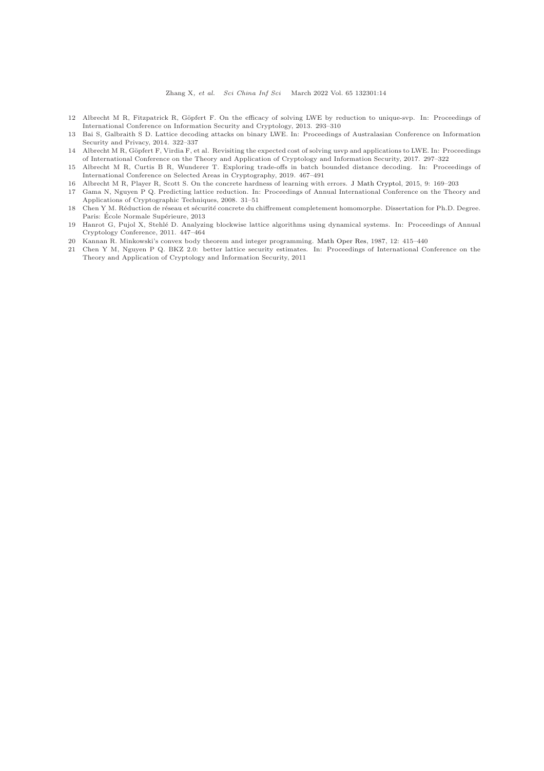12 Albrecht M R, Fitzpatrick R, Göpfert F. On the efficacy of solving LWE by reduction to unique-svp. In: Proceedings of International Conference on Information Security and Cryptology, 2013. 293–310

13 Bai S, Galbraith S D. Lattice decoding attacks on binary LWE. In: Proceedings of Australasian Conference on Information Security and Privacy, 2014. 322–337

14 Albrecht M R, Göpfert F, Virdia F, et al. Revisiting the expected cost of solving usvp and applications to LWE. In: Proceedings of International Conference on the Theory and Application of Cryptology and Information Security, 2017. 297–322

15 Albrecht M R, Curtis B R, Wunderer T. Exploring trade-offs in batch bounded distance decoding. In: Proceedings of International Conference on Selected Areas in Cryptography, 2019. 467–491

16 Albrecht M R, Player R, Scott S. On the concrete hardness of learning with errors. J Math Cryptol, 2015, 9: 169–203

17 Gama N, Nguyen P Q. Predicting lattice reduction. In: Proceedings of Annual International Conference on the Theory and Applications of Cryptographic Techniques, 2008. 31–51

18 Chen Y M. Réduction de réseau et sécurité concrete du chiffrement completement homomorphe. Dissertation for Ph.D. Degree. Paris: École Normale Supérieure, 2013

19 Hanrot G, Pujol X, Stehlé D. Analyzing blockwise lattice algorithms using dynamical systems. In: Proceedings of Annual Cryptology Conference, 2011. 447–464

20 Kannan R. Minkowski's convex body theorem and integer programming. Math Oper Res, 1987, 12: 415–440

21 Chen Y M, Nguyen P Q. BKZ 2.0: better lattice security estimates. In: Proceedings of International Conference on the Theory and Application of Cryptology and Information Security, 2011